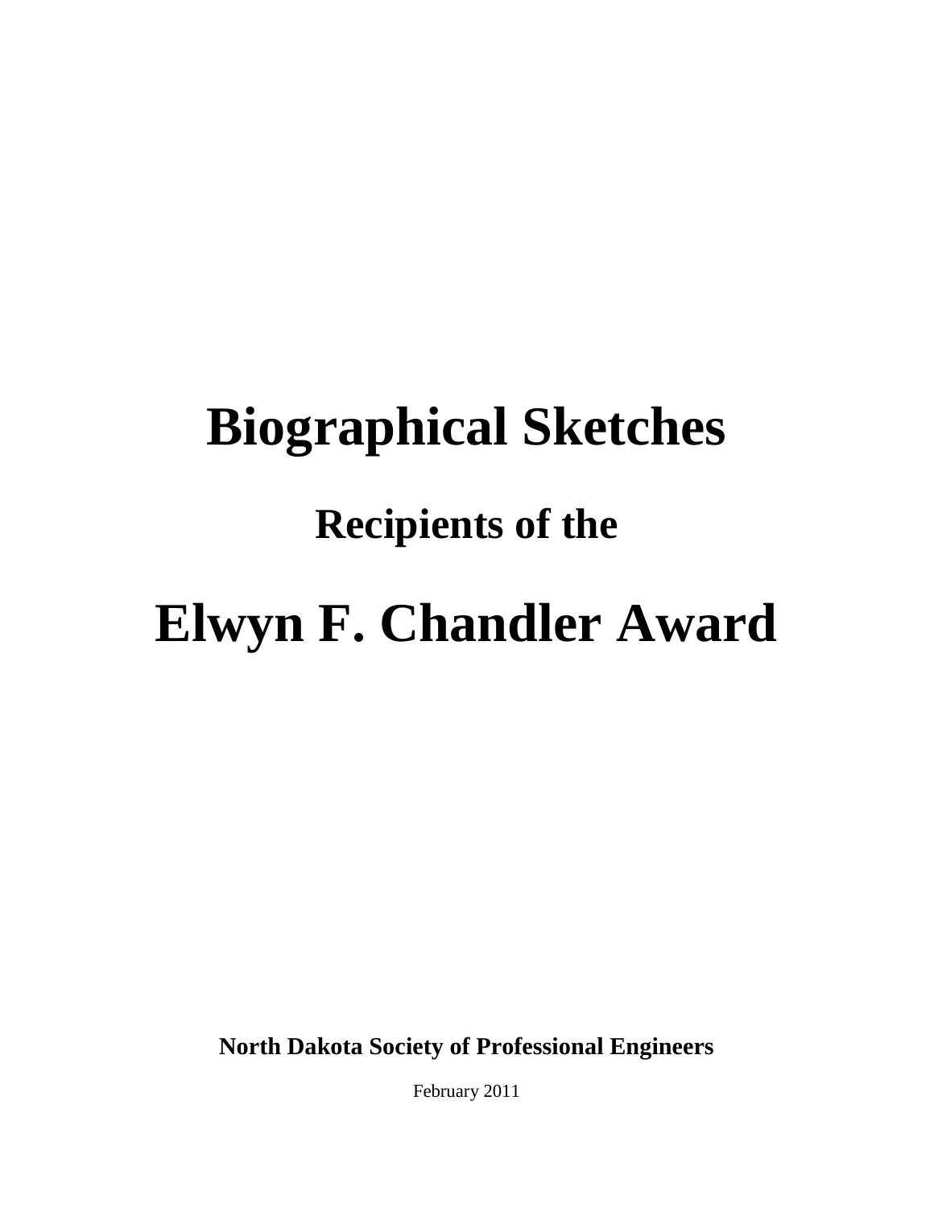# Biographical Sketches

## Recipients of the

# Elwyn F. Chandler Award

**North Dakota Society of Professional Engineers**

February 2011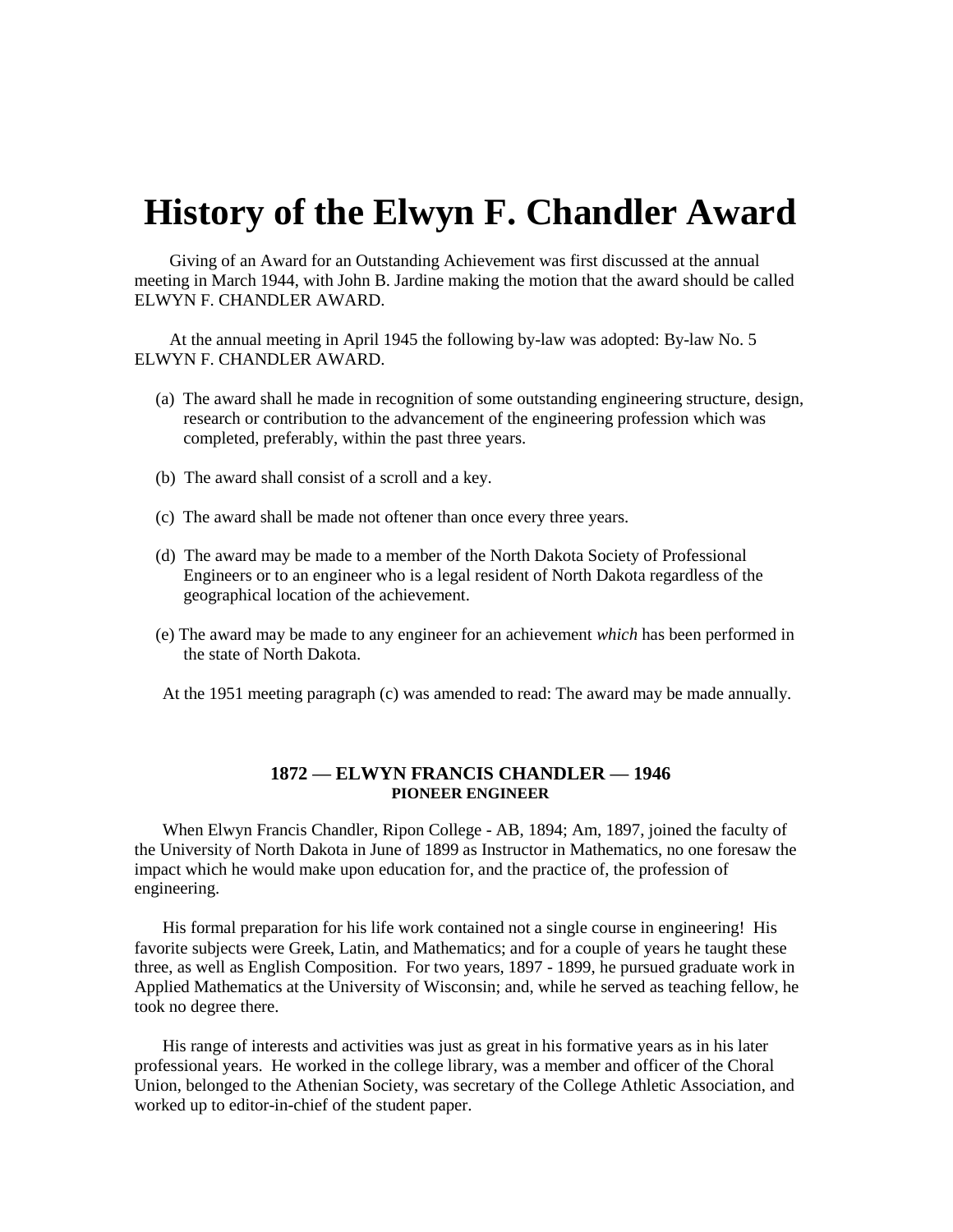# History of the Elwyn F. Chandler Award

Giving of an Award for an Outstanding Achievement was first discussed at the annual meeting in March 1944, with John B. Jardine making the motion that the award should be called ELWYN F. CHANDLER AWARD.

At the annual meeting in April 1945 the following by-law was adopted: By-law No. 5 ELWYN F. CHANDLER AWARD.

(a) The award shall he made in recognition of some outstanding engineering structure, design, research or contribution to the advancement of the engineering profession which was completed, preferably, within the past three years.

(b) The award shall consist of a scroll and a key.

(c) The award shall be made not oftener than once every three years.

(d) The award may be made to a member of the North Dakota Society of Professional Engineers or to an engineer who is a legal resident of North Dakota regardless of the geographical location of the achievement.

(e) The award may be made to any engineer for an achievement *which* has been performed in the state of North Dakota.

At the 1951 meeting paragraph (c) was amended to read: The award may be made annually.

### 1872 — ELWYN FRANCIS CHANDLER — 1946
**PIONEER ENGINEER**

When Elwyn Francis Chandler, Ripon College - AB, 1894; Am, 1897, joined the faculty of the University of North Dakota in June of 1899 as Instructor in Mathematics, no one foresaw the impact which he would make upon education for, and the practice of, the profession of engineering.

His formal preparation for his life work contained not a single course in engineering! His favorite subjects were Greek, Latin, and Mathematics; and for a couple of years he taught these three, as well as English Composition. For two years, 1897 - 1899, he pursued graduate work in Applied Mathematics at the University of Wisconsin; and, while he served as teaching fellow, he took no degree there.

His range of interests and activities was just as great in his formative years as in his later professional years. He worked in the college library, was a member and officer of the Choral Union, belonged to the Athenian Society, was secretary of the College Athletic Association, and worked up to editor-in-chief of the student paper.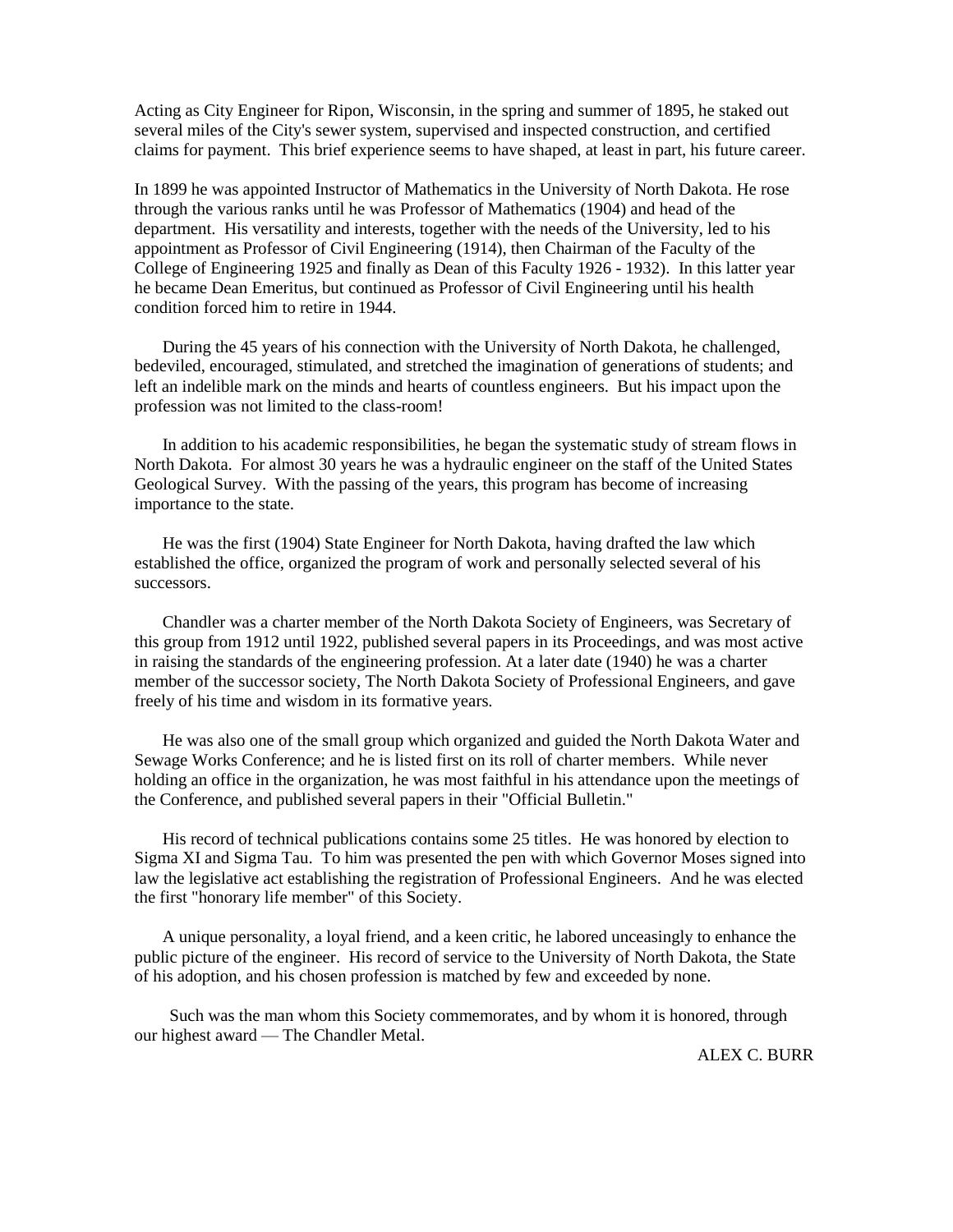Acting as City Engineer for Ripon, Wisconsin, in the spring and summer of 1895, he staked out several miles of the City's sewer system, supervised and inspected construction, and certified claims for payment. This brief experience seems to have shaped, at least in part, his future career.

In 1899 he was appointed Instructor of Mathematics in the University of North Dakota. He rose through the various ranks until he was Professor of Mathematics (1904) and head of the department. His versatility and interests, together with the needs of the University, led to his appointment as Professor of Civil Engineering (1914), then Chairman of the Faculty of the College of Engineering 1925 and finally as Dean of this Faculty 1926 - 1932). In this latter year he became Dean Emeritus, but continued as Professor of Civil Engineering until his health condition forced him to retire in 1944.

During the 45 years of his connection with the University of North Dakota, he challenged, bedeviled, encouraged, stimulated, and stretched the imagination of generations of students; and left an indelible mark on the minds and hearts of countless engineers. But his impact upon the profession was not limited to the class-room!

In addition to his academic responsibilities, he began the systematic study of stream flows in North Dakota. For almost 30 years he was a hydraulic engineer on the staff of the United States Geological Survey. With the passing of the years, this program has become of increasing importance to the state.

He was the first (1904) State Engineer for North Dakota, having drafted the law which established the office, organized the program of work and personally selected several of his successors.

Chandler was a charter member of the North Dakota Society of Engineers, was Secretary of this group from 1912 until 1922, published several papers in its Proceedings, and was most active in raising the standards of the engineering profession. At a later date (1940) he was a charter member of the successor society, The North Dakota Society of Professional Engineers, and gave freely of his time and wisdom in its formative years.

He was also one of the small group which organized and guided the North Dakota Water and Sewage Works Conference; and he is listed first on its roll of charter members. While never holding an office in the organization, he was most faithful in his attendance upon the meetings of the Conference, and published several papers in their "Official Bulletin."

His record of technical publications contains some 25 titles. He was honored by election to Sigma XI and Sigma Tau. To him was presented the pen with which Governor Moses signed into law the legislative act establishing the registration of Professional Engineers. And he was elected the first "honorary life member" of this Society.

A unique personality, a loyal friend, and a keen critic, he labored unceasingly to enhance the public picture of the engineer. His record of service to the University of North Dakota, the State of his adoption, and his chosen profession is matched by few and exceeded by none.

Such was the man whom this Society commemorates, and by whom it is honored, through our highest award — The Chandler Metal.

ALEX C. BURR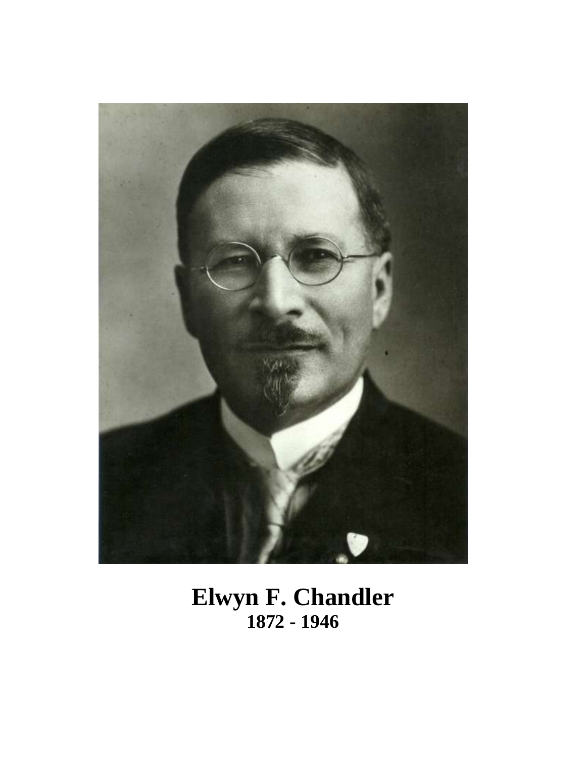**Elwyn F. Chandler**
**1872 - 1946**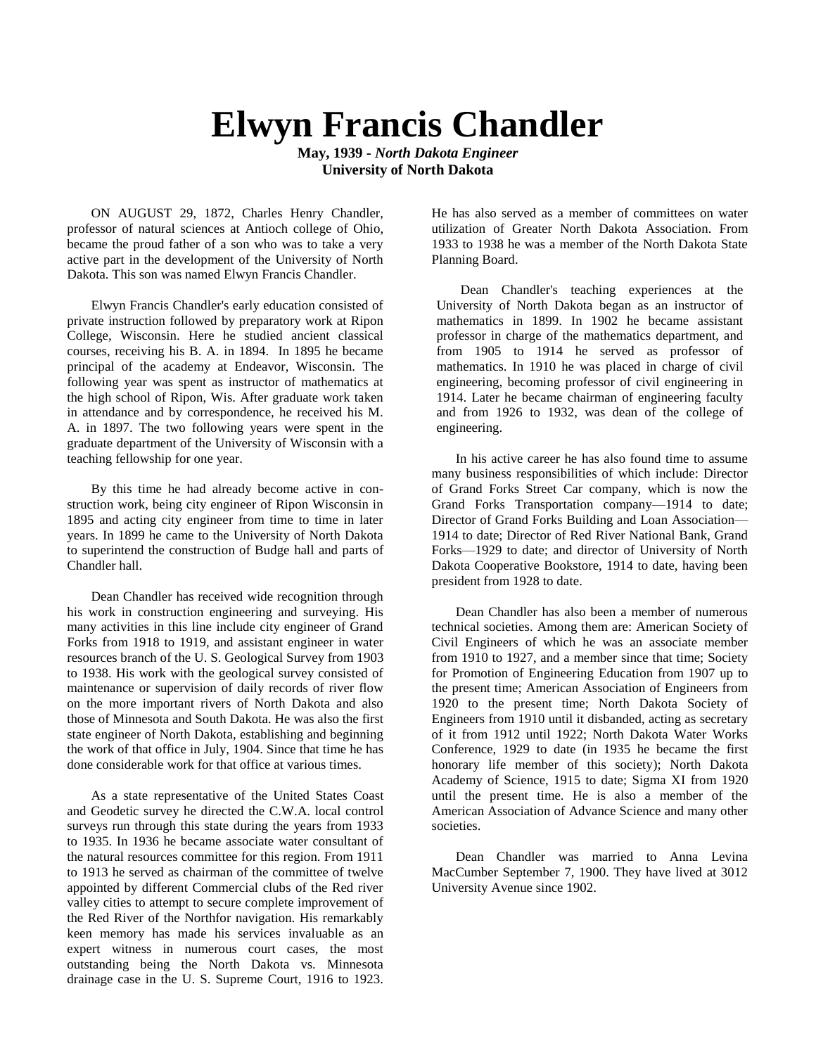# Elwyn Francis Chandler

**May, 1939 - *North Dakota Engineer***
**University of North Dakota**

ON AUGUST 29, 1872, Charles Henry Chandler, professor of natural sciences at Antioch college of Ohio, became the proud father of a son who was to take a very active part in the development of the University of North Dakota. This son was named Elwyn Francis Chandler.

Elwyn Francis Chandler's early education consisted of private instruction followed by preparatory work at Ripon College, Wisconsin. Here he studied ancient classical courses, receiving his B. A. in 1894. In 1895 he became principal of the academy at Endeavor, Wisconsin. The following year was spent as instructor of mathematics at the high school of Ripon, Wis. After graduate work taken in attendance and by correspondence, he received his M. A. in 1897. The two following years were spent in the graduate department of the University of Wisconsin with a teaching fellowship for one year.

By this time he had already become active in construction work, being city engineer of Ripon Wisconsin in 1895 and acting city engineer from time to time in later years. In 1899 he came to the University of North Dakota to superintend the construction of Budge hall and parts of Chandler hall.

Dean Chandler has received wide recognition through his work in construction engineering and surveying. His many activities in this line include city engineer of Grand Forks from 1918 to 1919, and assistant engineer in water resources branch of the U. S. Geological Survey from 1903 to 1938. His work with the geological survey consisted of maintenance or supervision of daily records of river flow on the more important rivers of North Dakota and also those of Minnesota and South Dakota. He was also the first state engineer of North Dakota, establishing and beginning the work of that office in July, 1904. Since that time he has done considerable work for that office at various times.

As a state representative of the United States Coast and Geodetic survey he directed the C.W.A. local control surveys run through this state during the years from 1933 to 1935. In 1936 he became associate water consultant of the natural resources committee for this region. From 1911 to 1913 he served as chairman of the committee of twelve appointed by different Commercial clubs of the Red river valley cities to attempt to secure complete improvement of the Red River of the Northfor navigation. His remarkably keen memory has made his services invaluable as an expert witness in numerous court cases, the most outstanding being the North Dakota vs. Minnesota drainage case in the U. S. Supreme Court, 1916 to 1923. He has also served as a member of committees on water utilization of Greater North Dakota Association. From 1933 to 1938 he was a member of the North Dakota State Planning Board.

Dean Chandler's teaching experiences at the University of North Dakota began as an instructor of mathematics in 1899. In 1902 he became assistant professor in charge of the mathematics department, and from 1905 to 1914 he served as professor of mathematics. In 1910 he was placed in charge of civil engineering, becoming professor of civil engineering in 1914. Later he became chairman of engineering faculty and from 1926 to 1932, was dean of the college of engineering.

In his active career he has also found time to assume many business responsibilities of which include: Director of Grand Forks Street Car company, which is now the Grand Forks Transportation company—1914 to date; Director of Grand Forks Building and Loan Association—1914 to date; Director of Red River National Bank, Grand Forks—1929 to date; and director of University of North Dakota Cooperative Bookstore, 1914 to date, having been president from 1928 to date.

Dean Chandler has also been a member of numerous technical societies. Among them are: American Society of Civil Engineers of which he was an associate member from 1910 to 1927, and a member since that time; Society for Promotion of Engineering Education from 1907 up to the present time; American Association of Engineers from 1920 to the present time; North Dakota Society of Engineers from 1910 until it disbanded, acting as secretary of it from 1912 until 1922; North Dakota Water Works Conference, 1929 to date (in 1935 he became the first honorary life member of this society); North Dakota Academy of Science, 1915 to date; Sigma XI from 1920 until the present time. He is also a member of the American Association of Advance Science and many other societies.

Dean Chandler was married to Anna Levina MacCumber September 7, 1900. They have lived at 3012 University Avenue since 1902.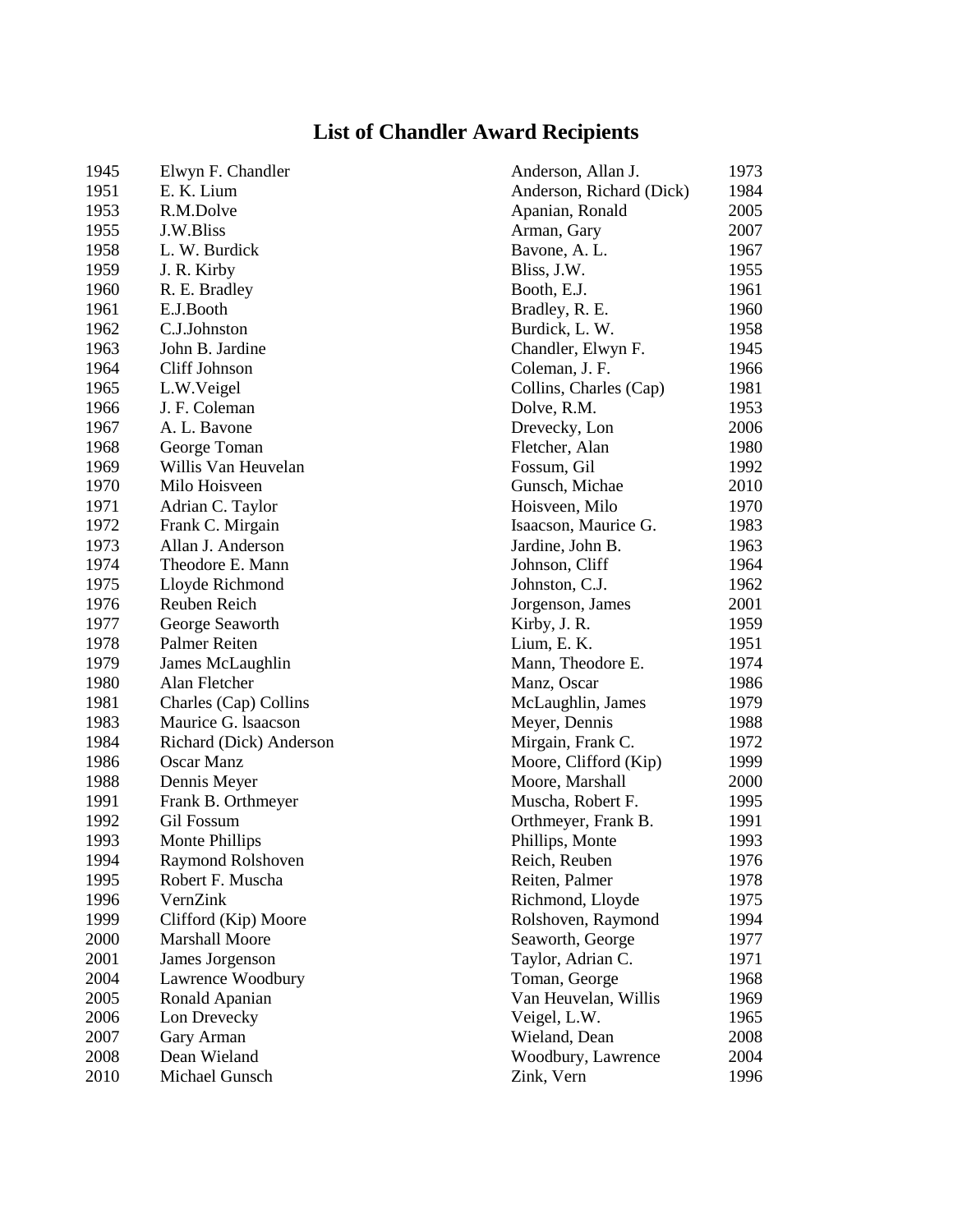# List of Chandler Award Recipients

| Year | Name |
|---|---|
| 1945 | Elwyn F. Chandler |
| 1951 | E. K. Lium |
| 1953 | R.M.Dolve |
| 1955 | J.W.Bliss |
| 1958 | L. W. Burdick |
| 1959 | J. R. Kirby |
| 1960 | R. E. Bradley |
| 1961 | E.J.Booth |
| 1962 | C.J.Johnston |
| 1963 | John B. Jardine |
| 1964 | Cliff Johnson |
| 1965 | L.W.Veigel |
| 1966 | J. F. Coleman |
| 1967 | A. L. Bavone |
| 1968 | George Toman |
| 1969 | Willis Van Heuvelan |
| 1970 | Milo Hoisveen |
| 1971 | Adrian C. Taylor |
| 1972 | Frank C. Mirgain |
| 1973 | Allan J. Anderson |
| 1974 | Theodore E. Mann |
| 1975 | Lloyde Richmond |
| 1976 | Reuben Reich |
| 1977 | George Seaworth |
| 1978 | Palmer Reiten |
| 1979 | James McLaughlin |
| 1980 | Alan Fletcher |
| 1981 | Charles (Cap) Collins |
| 1983 | Maurice G. lsaacson |
| 1984 | Richard (Dick) Anderson |
| 1986 | Oscar Manz |
| 1988 | Dennis Meyer |
| 1991 | Frank B. Orthmeyer |
| 1992 | Gil Fossum |
| 1993 | Monte Phillips |
| 1994 | Raymond Rolshoven |
| 1995 | Robert F. Muscha |
| 1996 | VernZink |
| 1999 | Clifford (Kip) Moore |
| 2000 | Marshall Moore |
| 2001 | James Jorgenson |
| 2004 | Lawrence Woodbury |
| 2005 | Ronald Apanian |
| 2006 | Lon Drevecky |
| 2007 | Gary Arman |
| 2008 | Dean Wieland |
| 2010 | Michael Gunsch |

| Name | Year |
|---|---|
| Anderson, Allan J. | 1973 |
| Anderson, Richard (Dick) | 1984 |
| Apanian, Ronald | 2005 |
| Arman, Gary | 2007 |
| Bavone, A. L. | 1967 |
| Bliss, J.W. | 1955 |
| Booth, E.J. | 1961 |
| Bradley, R. E. | 1960 |
| Burdick, L. W. | 1958 |
| Chandler, Elwyn F. | 1945 |
| Coleman, J. F. | 1966 |
| Collins, Charles (Cap) | 1981 |
| Dolve, R.M. | 1953 |
| Drevecky, Lon | 2006 |
| Fletcher, Alan | 1980 |
| Fossum, Gil | 1992 |
| Gunsch, Michae | 2010 |
| Hoisveen, Milo | 1970 |
| Isaacson, Maurice G. | 1983 |
| Jardine, John B. | 1963 |
| Johnson, Cliff | 1964 |
| Johnston, C.J. | 1962 |
| Jorgenson, James | 2001 |
| Kirby, J. R. | 1959 |
| Lium, E. K. | 1951 |
| Mann, Theodore E. | 1974 |
| Manz, Oscar | 1986 |
| McLaughlin, James | 1979 |
| Meyer, Dennis | 1988 |
| Mirgain, Frank C. | 1972 |
| Moore, Clifford (Kip) | 1999 |
| Moore, Marshall | 2000 |
| Muscha, Robert F. | 1995 |
| Orthmeyer, Frank B. | 1991 |
| Phillips, Monte | 1993 |
| Reich, Reuben | 1976 |
| Reiten, Palmer | 1978 |
| Richmond, Lloyde | 1975 |
| Rolshoven, Raymond | 1994 |
| Seaworth, George | 1977 |
| Taylor, Adrian C. | 1971 |
| Toman, George | 1968 |
| Van Heuvelan, Willis | 1969 |
| Veigel, L.W. | 1965 |
| Wieland, Dean | 2008 |
| Woodbury, Lawrence | 2004 |
| Zink, Vern | 1996 |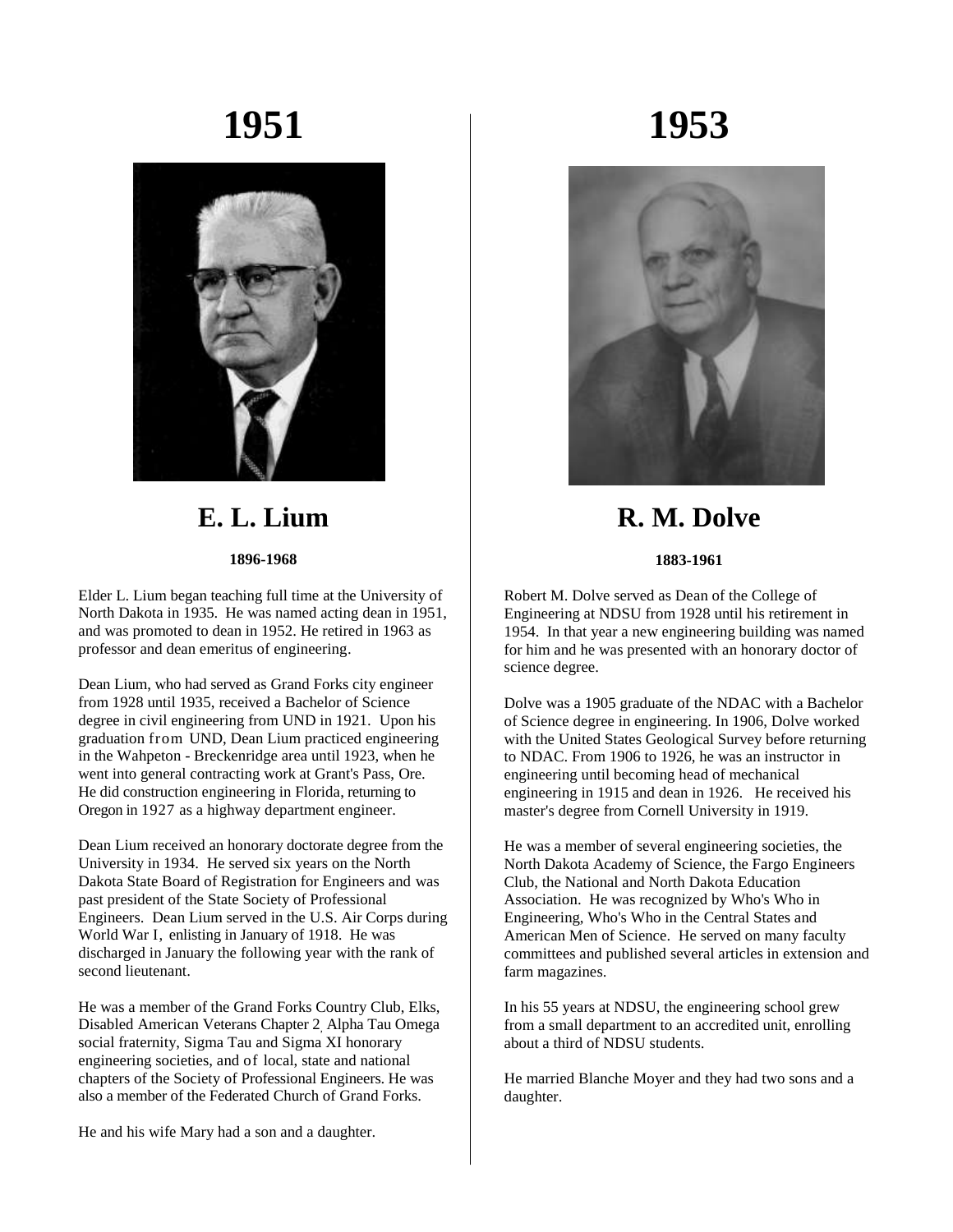# 1951

## E. L. Lium

**1896-1968**

Elder L. Lium began teaching full time at the University of North Dakota in 1935. He was named acting dean in 1951, and was promoted to dean in 1952. He retired in 1963 as professor and dean emeritus of engineering.

Dean Lium, who had served as Grand Forks city engineer from 1928 until 1935, received a Bachelor of Science degree in civil engineering from UND in 1921. Upon his graduation from UND, Dean Lium practiced engineering in the Wahpeton - Breckenridge area until 1923, when he went into general contracting work at Grant's Pass, Ore. He did construction engineering in Florida, returning to Oregon in 1927 as a highway department engineer.

Dean Lium received an honorary doctorate degree from the University in 1934. He served six years on the North Dakota State Board of Registration for Engineers and was past president of the State Society of Professional Engineers. Dean Lium served in the U.S. Air Corps during World War I, enlisting in January of 1918. He was discharged in January the following year with the rank of second lieutenant.

He was a member of the Grand Forks Country Club, Elks, Disabled American Veterans Chapter 2, Alpha Tau Omega social fraternity, Sigma Tau and Sigma XI honorary engineering societies, and of local, state and national chapters of the Society of Professional Engineers. He was also a member of the Federated Church of Grand Forks.

He and his wife Mary had a son and a daughter.

# 1953

## R. M. Dolve

**1883-1961**

Robert M. Dolve served as Dean of the College of Engineering at NDSU from 1928 until his retirement in 1954. In that year a new engineering building was named for him and he was presented with an honorary doctor of science degree.

Dolve was a 1905 graduate of the NDAC with a Bachelor of Science degree in engineering. In 1906, Dolve worked with the United States Geological Survey before returning to NDAC. From 1906 to 1926, he was an instructor in engineering until becoming head of mechanical engineering in 1915 and dean in 1926. He received his master's degree from Cornell University in 1919.

He was a member of several engineering societies, the North Dakota Academy of Science, the Fargo Engineers Club, the National and North Dakota Education Association. He was recognized by Who's Who in Engineering, Who's Who in the Central States and American Men of Science. He served on many faculty committees and published several articles in extension and farm magazines.

In his 55 years at NDSU, the engineering school grew from a small department to an accredited unit, enrolling about a third of NDSU students.

He married Blanche Moyer and they had two sons and a daughter.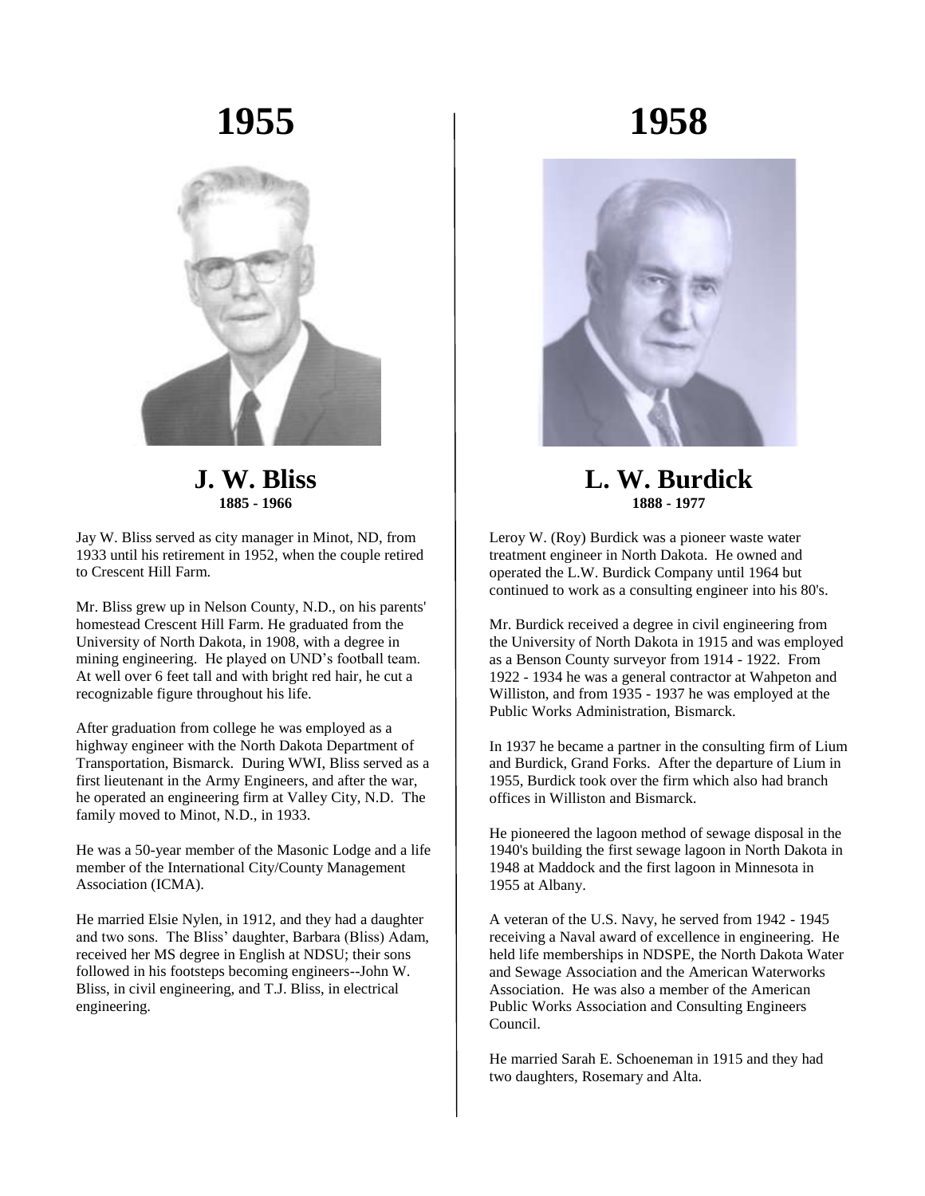# 1955

## J. W. Bliss

**1885 - 1966**

Jay W. Bliss served as city manager in Minot, ND, from 1933 until his retirement in 1952, when the couple retired to Crescent Hill Farm.

Mr. Bliss grew up in Nelson County, N.D., on his parents' homestead Crescent Hill Farm. He graduated from the University of North Dakota, in 1908, with a degree in mining engineering. He played on UND's football team. At well over 6 feet tall and with bright red hair, he cut a recognizable figure throughout his life.

After graduation from college he was employed as a highway engineer with the North Dakota Department of Transportation, Bismarck. During WWI, Bliss served as a first lieutenant in the Army Engineers, and after the war, he operated an engineering firm at Valley City, N.D. The family moved to Minot, N.D., in 1933.

He was a 50-year member of the Masonic Lodge and a life member of the International City/County Management Association (ICMA).

He married Elsie Nylen, in 1912, and they had a daughter and two sons. The Bliss' daughter, Barbara (Bliss) Adam, received her MS degree in English at NDSU; their sons followed in his footsteps becoming engineers--John W. Bliss, in civil engineering, and T.J. Bliss, in electrical engineering.

# 1958

## L. W. Burdick

**1888 - 1977**

Leroy W. (Roy) Burdick was a pioneer waste water treatment engineer in North Dakota. He owned and operated the L.W. Burdick Company until 1964 but continued to work as a consulting engineer into his 80's.

Mr. Burdick received a degree in civil engineering from the University of North Dakota in 1915 and was employed as a Benson County surveyor from 1914 - 1922. From 1922 - 1934 he was a general contractor at Wahpeton and Williston, and from 1935 - 1937 he was employed at the Public Works Administration, Bismarck.

In 1937 he became a partner in the consulting firm of Lium and Burdick, Grand Forks. After the departure of Lium in 1955, Burdick took over the firm which also had branch offices in Williston and Bismarck.

He pioneered the lagoon method of sewage disposal in the 1940's building the first sewage lagoon in North Dakota in 1948 at Maddock and the first lagoon in Minnesota in 1955 at Albany.

A veteran of the U.S. Navy, he served from 1942 - 1945 receiving a Naval award of excellence in engineering. He held life memberships in NDSPE, the North Dakota Water and Sewage Association and the American Waterworks Association. He was also a member of the American Public Works Association and Consulting Engineers Council.

He married Sarah E. Schoeneman in 1915 and they had two daughters, Rosemary and Alta.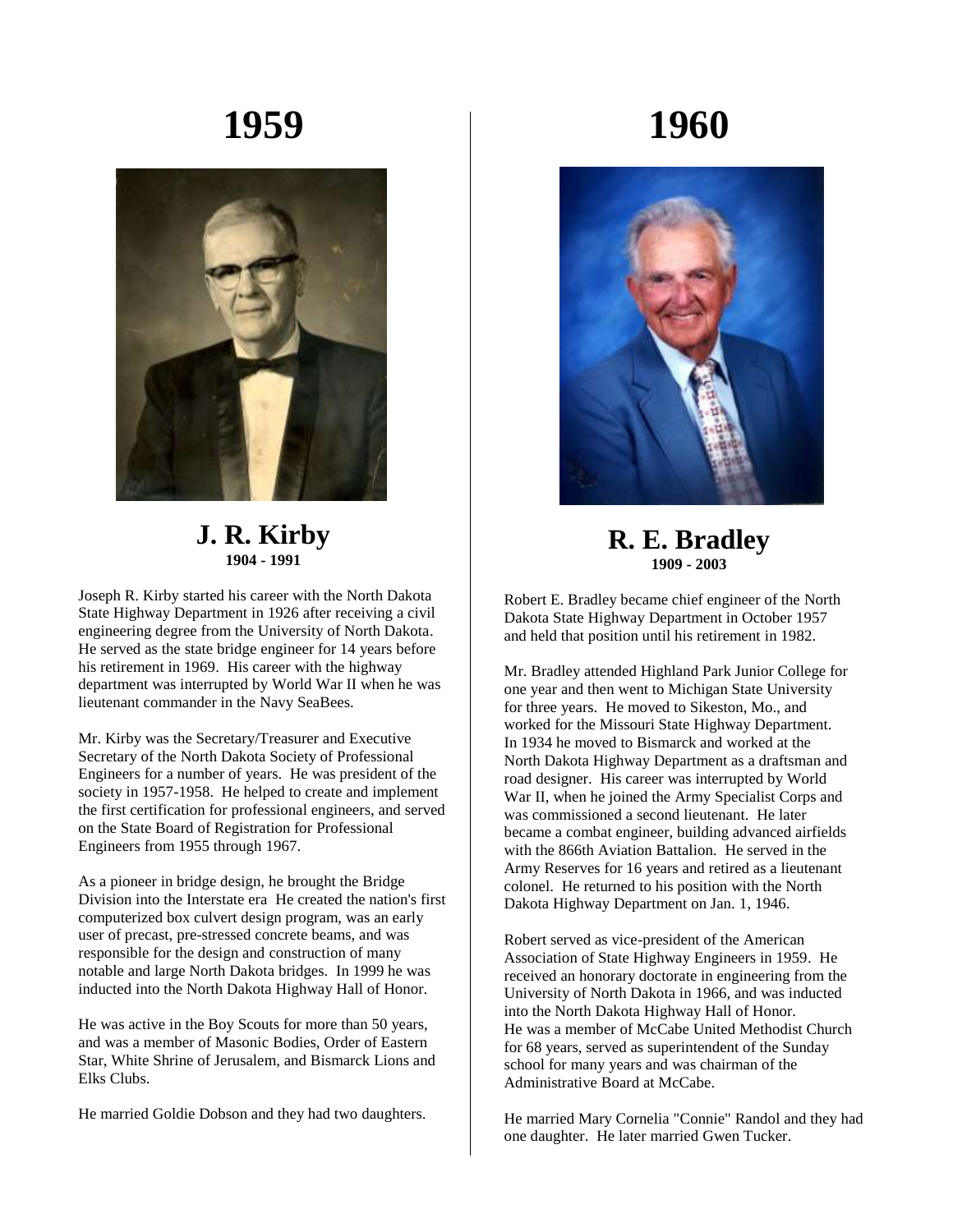# 1959

## J. R. Kirby

**1904 - 1991**

Joseph R. Kirby started his career with the North Dakota State Highway Department in 1926 after receiving a civil engineering degree from the University of North Dakota. He served as the state bridge engineer for 14 years before his retirement in 1969. His career with the highway department was interrupted by World War II when he was lieutenant commander in the Navy SeaBees.

Mr. Kirby was the Secretary/Treasurer and Executive Secretary of the North Dakota Society of Professional Engineers for a number of years. He was president of the society in 1957-1958. He helped to create and implement the first certification for professional engineers, and served on the State Board of Registration for Professional Engineers from 1955 through 1967.

As a pioneer in bridge design, he brought the Bridge Division into the Interstate era He created the nation's first computerized box culvert design program, was an early user of precast, pre-stressed concrete beams, and was responsible for the design and construction of many notable and large North Dakota bridges. In 1999 he was inducted into the North Dakota Highway Hall of Honor.

He was active in the Boy Scouts for more than 50 years, and was a member of Masonic Bodies, Order of Eastern Star, White Shrine of Jerusalem, and Bismarck Lions and Elks Clubs.

He married Goldie Dobson and they had two daughters.

# 1960

## R. E. Bradley

**1909 - 2003**

Robert E. Bradley became chief engineer of the North Dakota State Highway Department in October 1957 and held that position until his retirement in 1982.

Mr. Bradley attended Highland Park Junior College for one year and then went to Michigan State University for three years. He moved to Sikeston, Mo., and worked for the Missouri State Highway Department. In 1934 he moved to Bismarck and worked at the North Dakota Highway Department as a draftsman and road designer. His career was interrupted by World War II, when he joined the Army Specialist Corps and was commissioned a second lieutenant. He later became a combat engineer, building advanced airfields with the 866th Aviation Battalion. He served in the Army Reserves for 16 years and retired as a lieutenant colonel. He returned to his position with the North Dakota Highway Department on Jan. 1, 1946.

Robert served as vice-president of the American Association of State Highway Engineers in 1959. He received an honorary doctorate in engineering from the University of North Dakota in 1966, and was inducted into the North Dakota Highway Hall of Honor. He was a member of McCabe United Methodist Church for 68 years, served as superintendent of the Sunday school for many years and was chairman of the Administrative Board at McCabe.

He married Mary Cornelia "Connie" Randol and they had one daughter. He later married Gwen Tucker.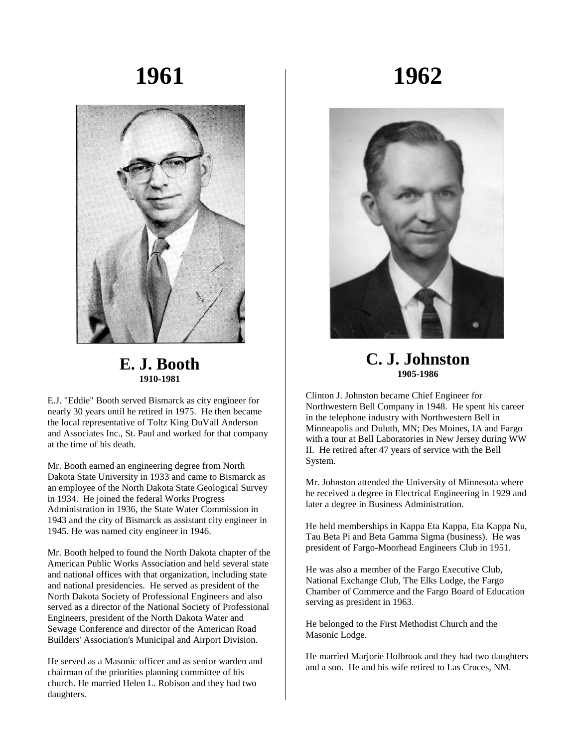# 1961

## E. J. Booth

**1910-1981**

E.J. "Eddie" Booth served Bismarck as city engineer for nearly 30 years until he retired in 1975. He then became the local representative of Toltz King DuVall Anderson and Associates Inc., St. Paul and worked for that company at the time of his death.

Mr. Booth earned an engineering degree from North Dakota State University in 1933 and came to Bismarck as an employee of the North Dakota State Geological Survey in 1934. He joined the federal Works Progress Administration in 1936, the State Water Commission in 1943 and the city of Bismarck as assistant city engineer in 1945. He was named city engineer in 1946.

Mr. Booth helped to found the North Dakota chapter of the American Public Works Association and held several state and national offices with that organization, including state and national presidencies. He served as president of the North Dakota Society of Professional Engineers and also served as a director of the National Society of Professional Engineers, president of the North Dakota Water and Sewage Conference and director of the American Road Builders' Association's Municipal and Airport Division.

He served as a Masonic officer and as senior warden and chairman of the priorities planning committee of his church. He married Helen L. Robison and they had two daughters.

# 1962

## C. J. Johnston

**1905-1986**

Clinton J. Johnston became Chief Engineer for Northwestern Bell Company in 1948. He spent his career in the telephone industry with Northwestern Bell in Minneapolis and Duluth, MN; Des Moines, IA and Fargo with a tour at Bell Laboratories in New Jersey during WW II. He retired after 47 years of service with the Bell System.

Mr. Johnston attended the University of Minnesota where he received a degree in Electrical Engineering in 1929 and later a degree in Business Administration.

He held memberships in Kappa Eta Kappa, Eta Kappa Nu, Tau Beta Pi and Beta Gamma Sigma (business). He was president of Fargo-Moorhead Engineers Club in 1951.

He was also a member of the Fargo Executive Club, National Exchange Club, The Elks Lodge, the Fargo Chamber of Commerce and the Fargo Board of Education serving as president in 1963.

He belonged to the First Methodist Church and the Masonic Lodge.

He married Marjorie Holbrook and they had two daughters and a son. He and his wife retired to Las Cruces, NM.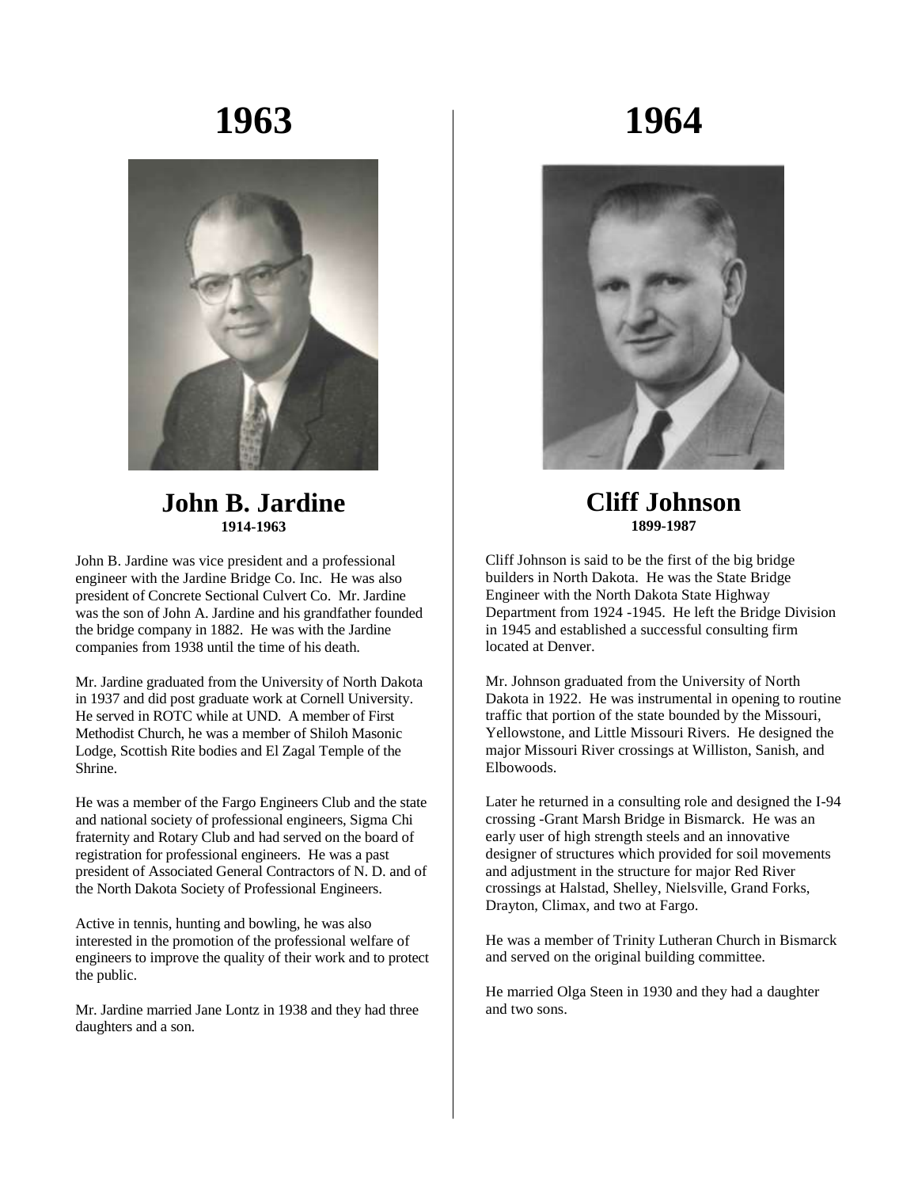# 1963

## John B. Jardine

**1914-1963**

John B. Jardine was vice president and a professional engineer with the Jardine Bridge Co. Inc. He was also president of Concrete Sectional Culvert Co. Mr. Jardine was the son of John A. Jardine and his grandfather founded the bridge company in 1882. He was with the Jardine companies from 1938 until the time of his death.

Mr. Jardine graduated from the University of North Dakota in 1937 and did post graduate work at Cornell University. He served in ROTC while at UND. A member of First Methodist Church, he was a member of Shiloh Masonic Lodge, Scottish Rite bodies and El Zagal Temple of the Shrine.

He was a member of the Fargo Engineers Club and the state and national society of professional engineers, Sigma Chi fraternity and Rotary Club and had served on the board of registration for professional engineers. He was a past president of Associated General Contractors of N. D. and of the North Dakota Society of Professional Engineers.

Active in tennis, hunting and bowling, he was also interested in the promotion of the professional welfare of engineers to improve the quality of their work and to protect the public.

Mr. Jardine married Jane Lontz in 1938 and they had three daughters and a son.

# 1964

## Cliff Johnson

**1899-1987**

Cliff Johnson is said to be the first of the big bridge builders in North Dakota. He was the State Bridge Engineer with the North Dakota State Highway Department from 1924 -1945. He left the Bridge Division in 1945 and established a successful consulting firm located at Denver.

Mr. Johnson graduated from the University of North Dakota in 1922. He was instrumental in opening to routine traffic that portion of the state bounded by the Missouri, Yellowstone, and Little Missouri Rivers. He designed the major Missouri River crossings at Williston, Sanish, and Elbowoods.

Later he returned in a consulting role and designed the I-94 crossing -Grant Marsh Bridge in Bismarck. He was an early user of high strength steels and an innovative designer of structures which provided for soil movements and adjustment in the structure for major Red River crossings at Halstad, Shelley, Nielsville, Grand Forks, Drayton, Climax, and two at Fargo.

He was a member of Trinity Lutheran Church in Bismarck and served on the original building committee.

He married Olga Steen in 1930 and they had a daughter and two sons.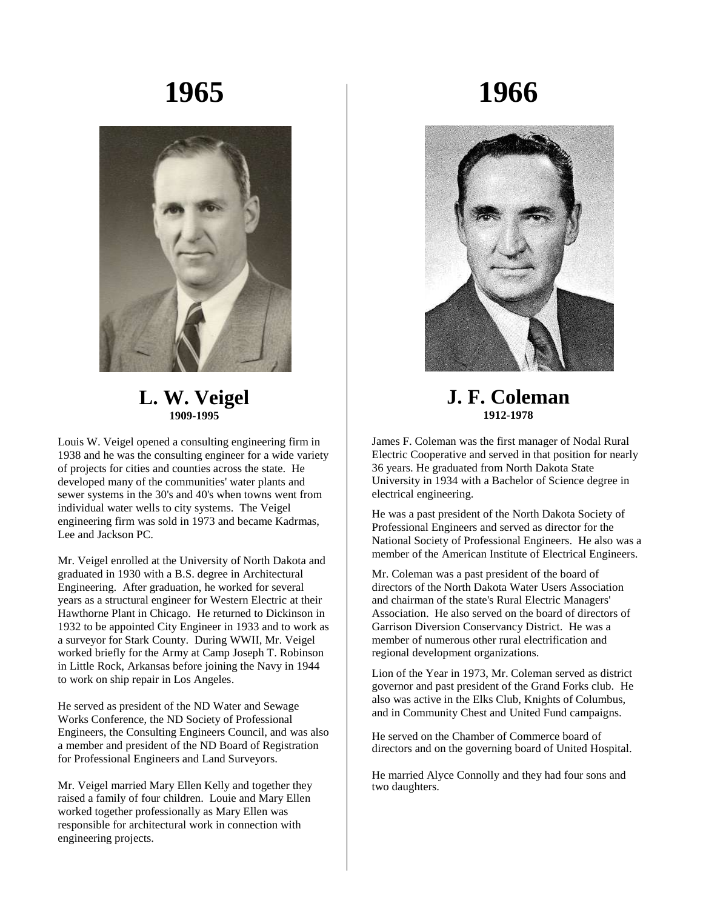# 1965

## L. W. Veigel

**1909-1995**

Louis W. Veigel opened a consulting engineering firm in 1938 and he was the consulting engineer for a wide variety of projects for cities and counties across the state. He developed many of the communities' water plants and sewer systems in the 30's and 40's when towns went from individual water wells to city systems. The Veigel engineering firm was sold in 1973 and became Kadrmas, Lee and Jackson PC.

Mr. Veigel enrolled at the University of North Dakota and graduated in 1930 with a B.S. degree in Architectural Engineering. After graduation, he worked for several years as a structural engineer for Western Electric at their Hawthorne Plant in Chicago. He returned to Dickinson in 1932 to be appointed City Engineer in 1933 and to work as a surveyor for Stark County. During WWII, Mr. Veigel worked briefly for the Army at Camp Joseph T. Robinson in Little Rock, Arkansas before joining the Navy in 1944 to work on ship repair in Los Angeles.

He served as president of the ND Water and Sewage Works Conference, the ND Society of Professional Engineers, the Consulting Engineers Council, and was also a member and president of the ND Board of Registration for Professional Engineers and Land Surveyors.

Mr. Veigel married Mary Ellen Kelly and together they raised a family of four children. Louie and Mary Ellen worked together professionally as Mary Ellen was responsible for architectural work in connection with engineering projects.

# 1966

## J. F. Coleman

**1912-1978**

James F. Coleman was the first manager of Nodal Rural Electric Cooperative and served in that position for nearly 36 years. He graduated from North Dakota State University in 1934 with a Bachelor of Science degree in electrical engineering.

He was a past president of the North Dakota Society of Professional Engineers and served as director for the National Society of Professional Engineers. He also was a member of the American Institute of Electrical Engineers.

Mr. Coleman was a past president of the board of directors of the North Dakota Water Users Association and chairman of the state's Rural Electric Managers' Association. He also served on the board of directors of Garrison Diversion Conservancy District. He was a member of numerous other rural electrification and regional development organizations.

Lion of the Year in 1973, Mr. Coleman served as district governor and past president of the Grand Forks club. He also was active in the Elks Club, Knights of Columbus, and in Community Chest and United Fund campaigns.

He served on the Chamber of Commerce board of directors and on the governing board of United Hospital.

He married Alyce Connolly and they had four sons and two daughters.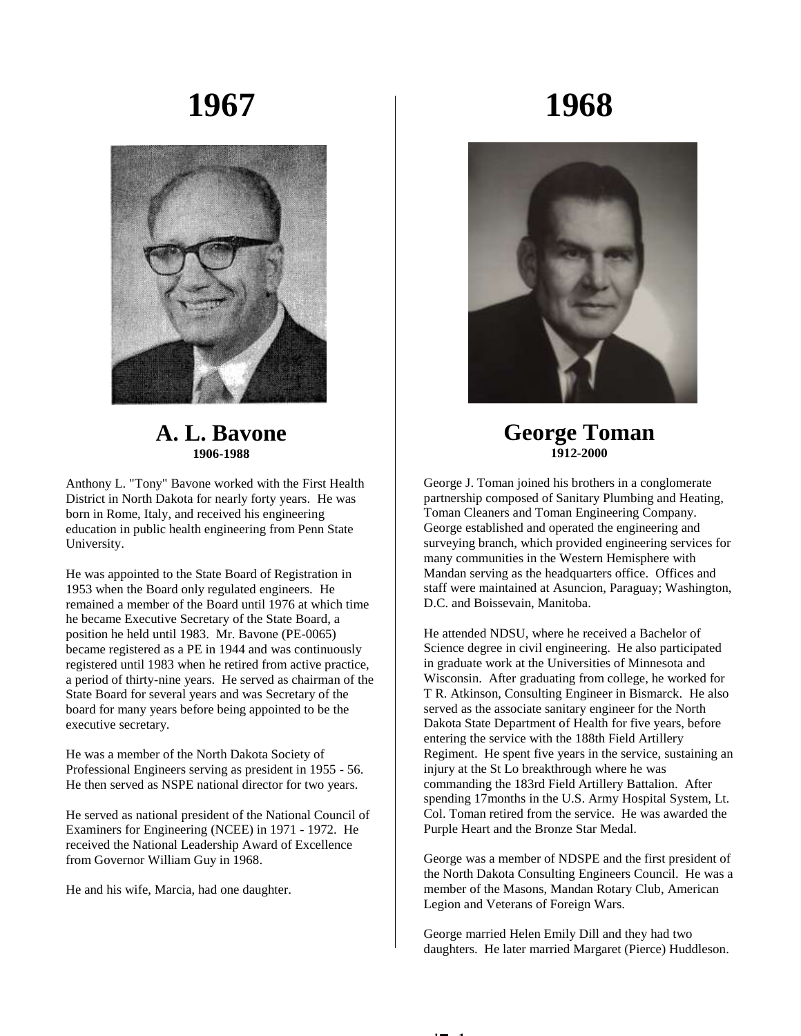# 1967

## A. L. Bavone

**1906-1988**

Anthony L. "Tony" Bavone worked with the First Health District in North Dakota for nearly forty years. He was born in Rome, Italy, and received his engineering education in public health engineering from Penn State University.

He was appointed to the State Board of Registration in 1953 when the Board only regulated engineers. He remained a member of the Board until 1976 at which time he became Executive Secretary of the State Board, a position he held until 1983. Mr. Bavone (PE-0065) became registered as a PE in 1944 and was continuously registered until 1983 when he retired from active practice, a period of thirty-nine years. He served as chairman of the State Board for several years and was Secretary of the board for many years before being appointed to be the executive secretary.

He was a member of the North Dakota Society of Professional Engineers serving as president in 1955 - 56. He then served as NSPE national director for two years.

He served as national president of the National Council of Examiners for Engineering (NCEE) in 1971 - 1972. He received the National Leadership Award of Excellence from Governor William Guy in 1968.

He and his wife, Marcia, had one daughter.

# 1968

## George Toman

**1912-2000**

George J. Toman joined his brothers in a conglomerate partnership composed of Sanitary Plumbing and Heating, Toman Cleaners and Toman Engineering Company. George established and operated the engineering and surveying branch, which provided engineering services for many communities in the Western Hemisphere with Mandan serving as the headquarters office. Offices and staff were maintained at Asuncion, Paraguay; Washington, D.C. and Boissevain, Manitoba.

He attended NDSU, where he received a Bachelor of Science degree in civil engineering. He also participated in graduate work at the Universities of Minnesota and Wisconsin. After graduating from college, he worked for T R. Atkinson, Consulting Engineer in Bismarck. He also served as the associate sanitary engineer for the North Dakota State Department of Health for five years, before entering the service with the 188th Field Artillery Regiment. He spent five years in the service, sustaining an injury at the St Lo breakthrough where he was commanding the 183rd Field Artillery Battalion. After spending 17months in the U.S. Army Hospital System, Lt. Col. Toman retired from the service. He was awarded the Purple Heart and the Bronze Star Medal.

George was a member of NDSPE and the first president of the North Dakota Consulting Engineers Council. He was a member of the Masons, Mandan Rotary Club, American Legion and Veterans of Foreign Wars.

George married Helen Emily Dill and they had two daughters. He later married Margaret (Pierce) Huddleson.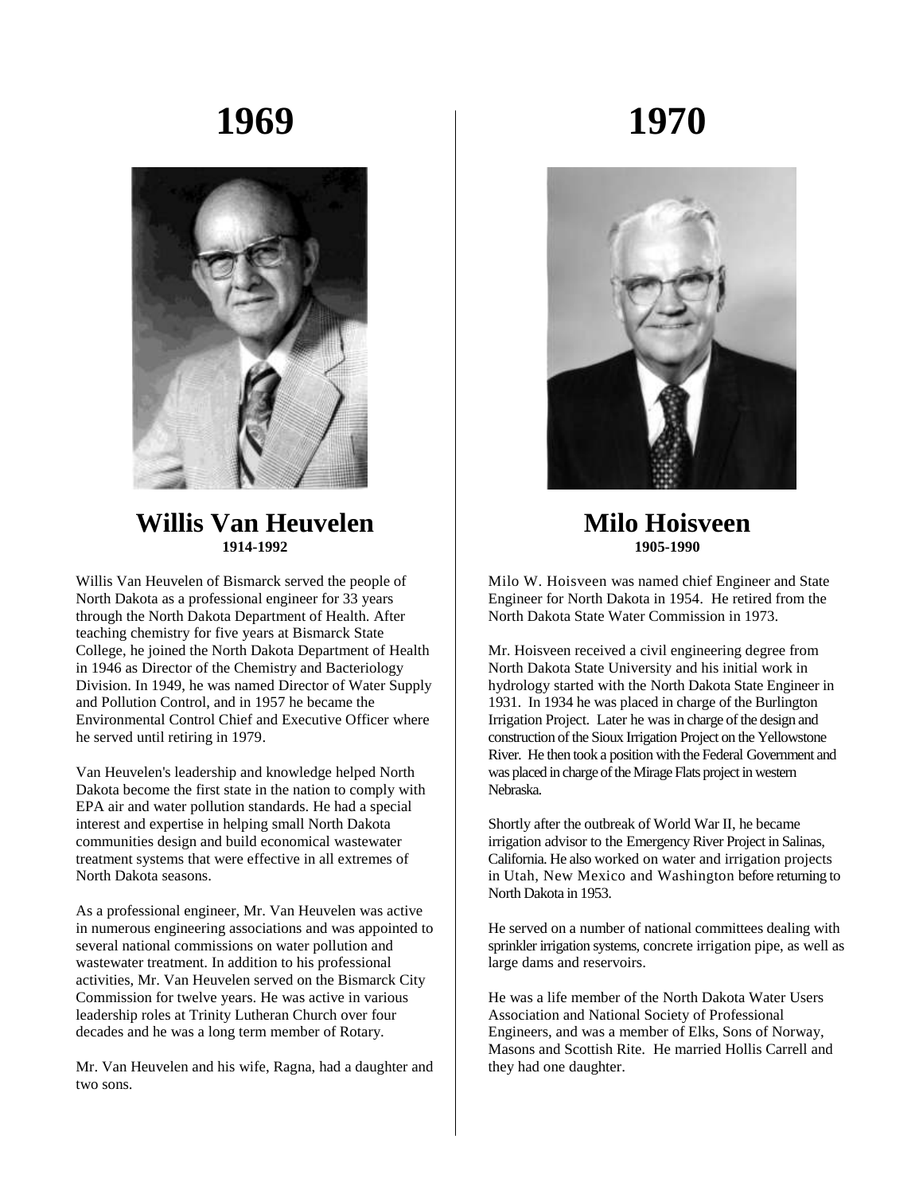# 1969

## Willis Van Heuvelen

**1914-1992**

Willis Van Heuvelen of Bismarck served the people of North Dakota as a professional engineer for 33 years through the North Dakota Department of Health. After teaching chemistry for five years at Bismarck State College, he joined the North Dakota Department of Health in 1946 as Director of the Chemistry and Bacteriology Division. In 1949, he was named Director of Water Supply and Pollution Control, and in 1957 he became the Environmental Control Chief and Executive Officer where he served until retiring in 1979.

Van Heuvelen's leadership and knowledge helped North Dakota become the first state in the nation to comply with EPA air and water pollution standards. He had a special interest and expertise in helping small North Dakota communities design and build economical wastewater treatment systems that were effective in all extremes of North Dakota seasons.

As a professional engineer, Mr. Van Heuvelen was active in numerous engineering associations and was appointed to several national commissions on water pollution and wastewater treatment. In addition to his professional activities, Mr. Van Heuvelen served on the Bismarck City Commission for twelve years. He was active in various leadership roles at Trinity Lutheran Church over four decades and he was a long term member of Rotary.

Mr. Van Heuvelen and his wife, Ragna, had a daughter and two sons.

# 1970

## Milo Hoisveen

**1905-1990**

Milo W. Hoisveen was named chief Engineer and State Engineer for North Dakota in 1954. He retired from the North Dakota State Water Commission in 1973.

Mr. Hoisveen received a civil engineering degree from North Dakota State University and his initial work in hydrology started with the North Dakota State Engineer in 1931. In 1934 he was placed in charge of the Burlington Irrigation Project. Later he was in charge of the design and construction of the Sioux Irrigation Project on the Yellowstone River. He then took a position with the Federal Government and was placed in charge of the Mirage Flats project in western Nebraska.

Shortly after the outbreak of World War II, he became irrigation advisor to the Emergency River Project in Salinas, California. He also worked on water and irrigation projects in Utah, New Mexico and Washington before returning to North Dakota in 1953.

He served on a number of national committees dealing with sprinkler irrigation systems, concrete irrigation pipe, as well as large dams and reservoirs.

He was a life member of the North Dakota Water Users Association and National Society of Professional Engineers, and was a member of Elks, Sons of Norway, Masons and Scottish Rite. He married Hollis Carrell and they had one daughter.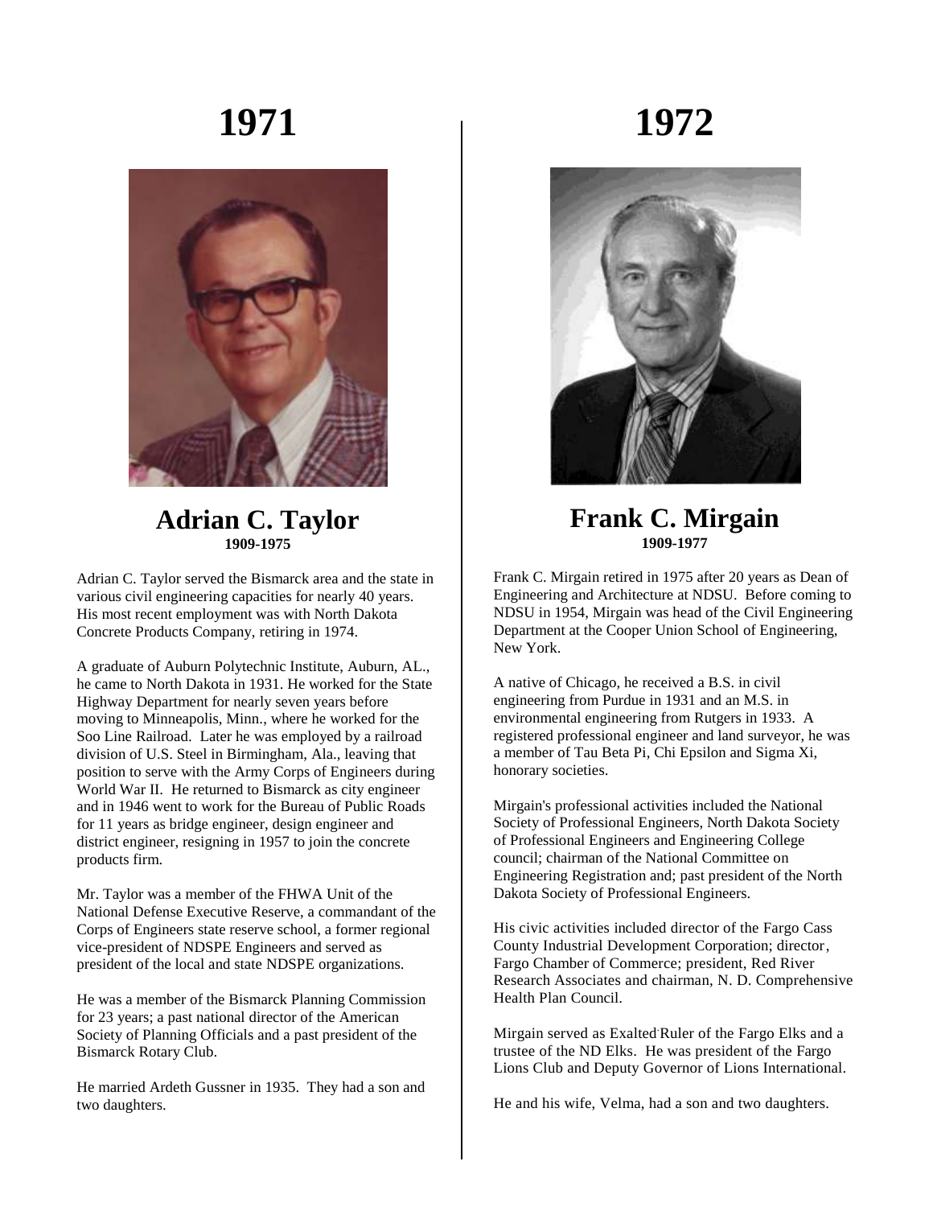# 1971

## Adrian C. Taylor

**1909-1975**

Adrian C. Taylor served the Bismarck area and the state in various civil engineering capacities for nearly 40 years. His most recent employment was with North Dakota Concrete Products Company, retiring in 1974.

A graduate of Auburn Polytechnic Institute, Auburn, AL., he came to North Dakota in 1931. He worked for the State Highway Department for nearly seven years before moving to Minneapolis, Minn., where he worked for the Soo Line Railroad. Later he was employed by a railroad division of U.S. Steel in Birmingham, Ala., leaving that position to serve with the Army Corps of Engineers during World War II. He returned to Bismarck as city engineer and in 1946 went to work for the Bureau of Public Roads for 11 years as bridge engineer, design engineer and district engineer, resigning in 1957 to join the concrete products firm.

Mr. Taylor was a member of the FHWA Unit of the National Defense Executive Reserve, a commandant of the Corps of Engineers state reserve school, a former regional vice-president of NDSPE Engineers and served as president of the local and state NDSPE organizations.

He was a member of the Bismarck Planning Commission for 23 years; a past national director of the American Society of Planning Officials and a past president of the Bismarck Rotary Club.

He married Ardeth Gussner in 1935. They had a son and two daughters.

# 1972

## Frank C. Mirgain

**1909-1977**

Frank C. Mirgain retired in 1975 after 20 years as Dean of Engineering and Architecture at NDSU. Before coming to NDSU in 1954, Mirgain was head of the Civil Engineering Department at the Cooper Union School of Engineering, New York.

A native of Chicago, he received a B.S. in civil engineering from Purdue in 1931 and an M.S. in environmental engineering from Rutgers in 1933. A registered professional engineer and land surveyor, he was a member of Tau Beta Pi, Chi Epsilon and Sigma Xi, honorary societies.

Mirgain's professional activities included the National Society of Professional Engineers, North Dakota Society of Professional Engineers and Engineering College council; chairman of the National Committee on Engineering Registration and; past president of the North Dakota Society of Professional Engineers.

His civic activities included director of the Fargo Cass County Industrial Development Corporation; director, Fargo Chamber of Commerce; president, Red River Research Associates and chairman, N. D. Comprehensive Health Plan Council.

Mirgain served as Exalted Ruler of the Fargo Elks and a trustee of the ND Elks. He was president of the Fargo Lions Club and Deputy Governor of Lions International.

He and his wife, Velma, had a son and two daughters.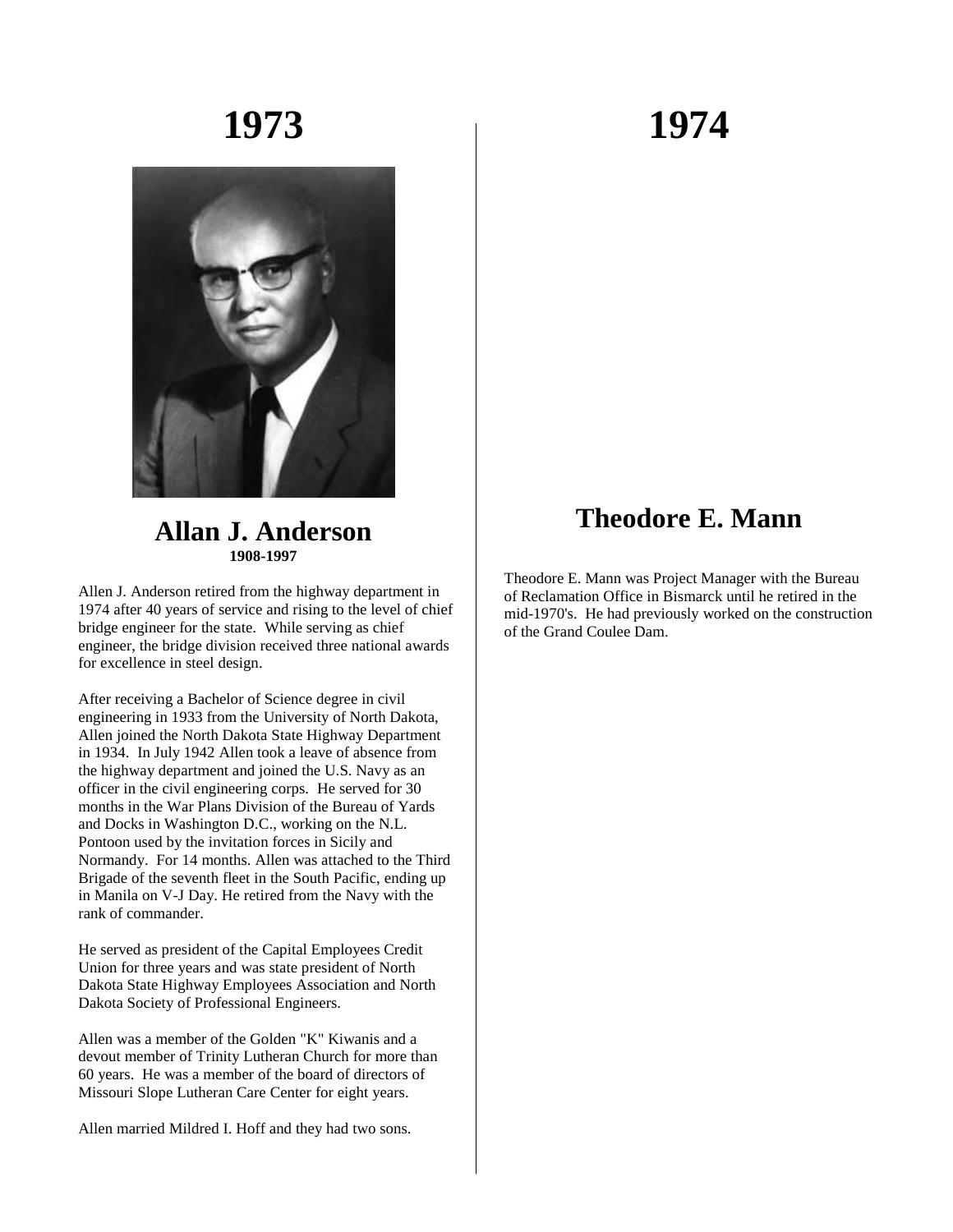# 1973

## Allan J. Anderson

**1908-1997**

Allen J. Anderson retired from the highway department in 1974 after 40 years of service and rising to the level of chief bridge engineer for the state. While serving as chief engineer, the bridge division received three national awards for excellence in steel design.

After receiving a Bachelor of Science degree in civil engineering in 1933 from the University of North Dakota, Allen joined the North Dakota State Highway Department in 1934. In July 1942 Allen took a leave of absence from the highway department and joined the U.S. Navy as an officer in the civil engineering corps. He served for 30 months in the War Plans Division of the Bureau of Yards and Docks in Washington D.C., working on the N.L. Pontoon used by the invitation forces in Sicily and Normandy. For 14 months. Allen was attached to the Third Brigade of the seventh fleet in the South Pacific, ending up in Manila on V-J Day. He retired from the Navy with the rank of commander.

He served as president of the Capital Employees Credit Union for three years and was state president of North Dakota State Highway Employees Association and North Dakota Society of Professional Engineers.

Allen was a member of the Golden "K" Kiwanis and a devout member of Trinity Lutheran Church for more than 60 years. He was a member of the board of directors of Missouri Slope Lutheran Care Center for eight years.

Allen married Mildred I. Hoff and they had two sons.

# 1974

## Theodore E. Mann

Theodore E. Mann was Project Manager with the Bureau of Reclamation Office in Bismarck until he retired in the mid-1970's. He had previously worked on the construction of the Grand Coulee Dam.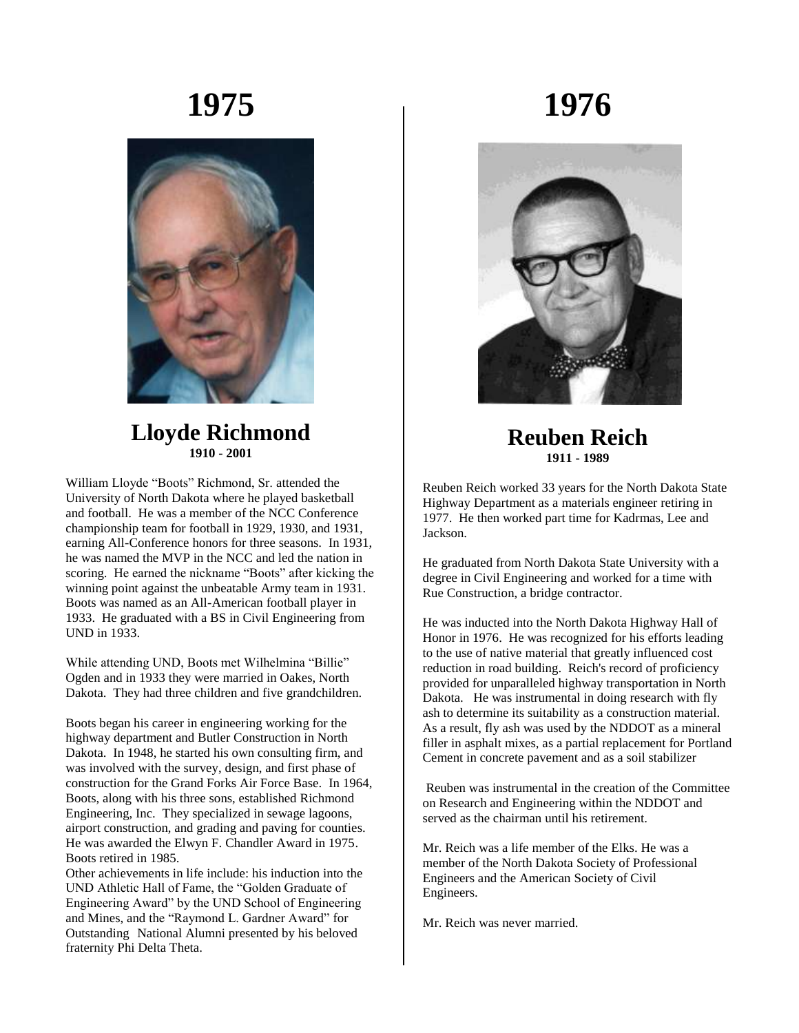# 1975

## Lloyde Richmond

**1910 - 2001**

William Lloyde "Boots" Richmond, Sr. attended the University of North Dakota where he played basketball and football. He was a member of the NCC Conference championship team for football in 1929, 1930, and 1931, earning All-Conference honors for three seasons. In 1931, he was named the MVP in the NCC and led the nation in scoring. He earned the nickname "Boots" after kicking the winning point against the unbeatable Army team in 1931. Boots was named as an All-American football player in 1933. He graduated with a BS in Civil Engineering from UND in 1933.

While attending UND, Boots met Wilhelmina "Billie" Ogden and in 1933 they were married in Oakes, North Dakota. They had three children and five grandchildren.

Boots began his career in engineering working for the highway department and Butler Construction in North Dakota. In 1948, he started his own consulting firm, and was involved with the survey, design, and first phase of construction for the Grand Forks Air Force Base. In 1964, Boots, along with his three sons, established Richmond Engineering, Inc. They specialized in sewage lagoons, airport construction, and grading and paving for counties. He was awarded the Elwyn F. Chandler Award in 1975. Boots retired in 1985.

Other achievements in life include: his induction into the UND Athletic Hall of Fame, the "Golden Graduate of Engineering Award" by the UND School of Engineering and Mines, and the "Raymond L. Gardner Award" for Outstanding National Alumni presented by his beloved fraternity Phi Delta Theta.

# 1976

## Reuben Reich

**1911 - 1989**

Reuben Reich worked 33 years for the North Dakota State Highway Department as a materials engineer retiring in 1977. He then worked part time for Kadrmas, Lee and Jackson.

He graduated from North Dakota State University with a degree in Civil Engineering and worked for a time with Rue Construction, a bridge contractor.

He was inducted into the North Dakota Highway Hall of Honor in 1976. He was recognized for his efforts leading to the use of native material that greatly influenced cost reduction in road building. Reich's record of proficiency provided for unparalleled highway transportation in North Dakota. He was instrumental in doing research with fly ash to determine its suitability as a construction material. As a result, fly ash was used by the NDDOT as a mineral filler in asphalt mixes, as a partial replacement for Portland Cement in concrete pavement and as a soil stabilizer

Reuben was instrumental in the creation of the Committee on Research and Engineering within the NDDOT and served as the chairman until his retirement.

Mr. Reich was a life member of the Elks. He was a member of the North Dakota Society of Professional Engineers and the American Society of Civil Engineers.

Mr. Reich was never married.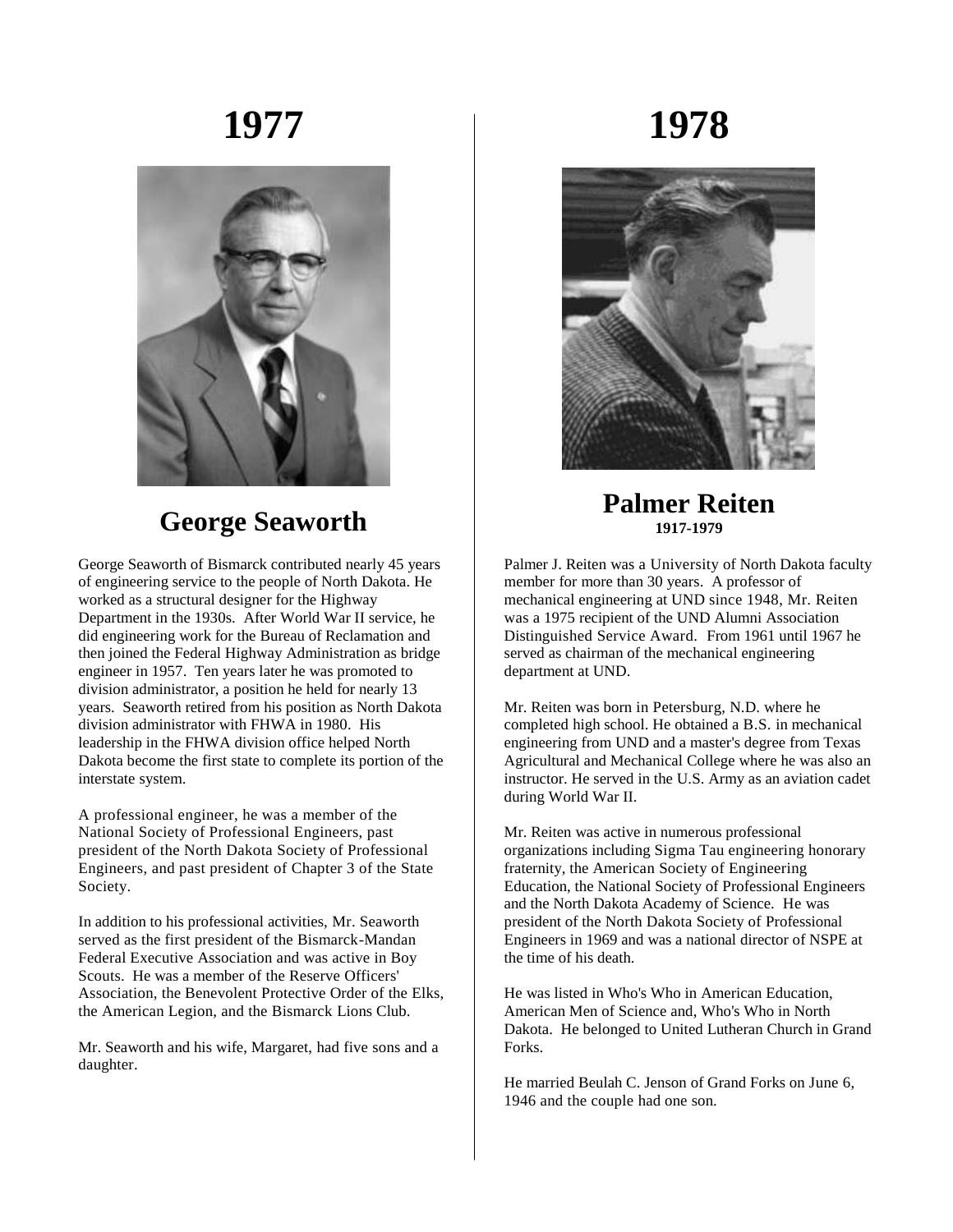# 1977

## George Seaworth

George Seaworth of Bismarck contributed nearly 45 years of engineering service to the people of North Dakota. He worked as a structural designer for the Highway Department in the 1930s. After World War II service, he did engineering work for the Bureau of Reclamation and then joined the Federal Highway Administration as bridge engineer in 1957. Ten years later he was promoted to division administrator, a position he held for nearly 13 years. Seaworth retired from his position as North Dakota division administrator with FHWA in 1980. His leadership in the FHWA division office helped North Dakota become the first state to complete its portion of the interstate system.

A professional engineer, he was a member of the National Society of Professional Engineers, past president of the North Dakota Society of Professional Engineers, and past president of Chapter 3 of the State Society.

In addition to his professional activities, Mr. Seaworth served as the first president of the Bismarck-Mandan Federal Executive Association and was active in Boy Scouts. He was a member of the Reserve Officers' Association, the Benevolent Protective Order of the Elks, the American Legion, and the Bismarck Lions Club.

Mr. Seaworth and his wife, Margaret, had five sons and a daughter.

# 1978

## Palmer Reiten

**1917-1979**

Palmer J. Reiten was a University of North Dakota faculty member for more than 30 years. A professor of mechanical engineering at UND since 1948, Mr. Reiten was a 1975 recipient of the UND Alumni Association Distinguished Service Award. From 1961 until 1967 he served as chairman of the mechanical engineering department at UND.

Mr. Reiten was born in Petersburg, N.D. where he completed high school. He obtained a B.S. in mechanical engineering from UND and a master's degree from Texas Agricultural and Mechanical College where he was also an instructor. He served in the U.S. Army as an aviation cadet during World War II.

Mr. Reiten was active in numerous professional organizations including Sigma Tau engineering honorary fraternity, the American Society of Engineering Education, the National Society of Professional Engineers and the North Dakota Academy of Science. He was president of the North Dakota Society of Professional Engineers in 1969 and was a national director of NSPE at the time of his death.

He was listed in Who's Who in American Education, American Men of Science and, Who's Who in North Dakota. He belonged to United Lutheran Church in Grand Forks.

He married Beulah C. Jenson of Grand Forks on June 6, 1946 and the couple had one son.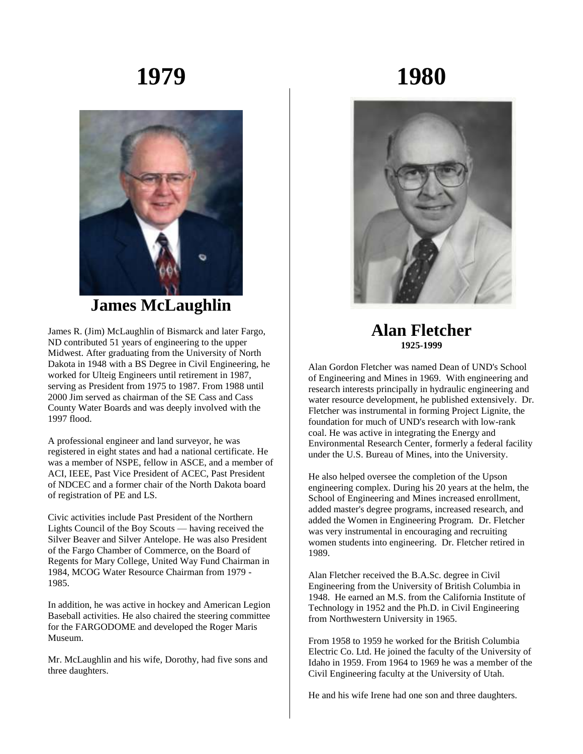# 1979

## James McLaughlin

James R. (Jim) McLaughlin of Bismarck and later Fargo, ND contributed 51 years of engineering to the upper Midwest. After graduating from the University of North Dakota in 1948 with a BS Degree in Civil Engineering, he worked for Ulteig Engineers until retirement in 1987, serving as President from 1975 to 1987. From 1988 until 2000 Jim served as chairman of the SE Cass and Cass County Water Boards and was deeply involved with the 1997 flood.

A professional engineer and land surveyor, he was registered in eight states and had a national certificate. He was a member of NSPE, fellow in ASCE, and a member of ACI, IEEE, Past Vice President of ACEC, Past President of NDCEC and a former chair of the North Dakota board of registration of PE and LS.

Civic activities include Past President of the Northern Lights Council of the Boy Scouts — having received the Silver Beaver and Silver Antelope. He was also President of the Fargo Chamber of Commerce, on the Board of Regents for Mary College, United Way Fund Chairman in 1984, MCOG Water Resource Chairman from 1979 - 1985.

In addition, he was active in hockey and American Legion Baseball activities. He also chaired the steering committee for the FARGODOME and developed the Roger Maris Museum.

Mr. McLaughlin and his wife, Dorothy, had five sons and three daughters.

# 1980

## Alan Fletcher

**1925-1999**

Alan Gordon Fletcher was named Dean of UND's School of Engineering and Mines in 1969. With engineering and research interests principally in hydraulic engineering and water resource development, he published extensively. Dr. Fletcher was instrumental in forming Project Lignite, the foundation for much of UND's research with low-rank coal. He was active in integrating the Energy and Environmental Research Center, formerly a federal facility under the U.S. Bureau of Mines, into the University.

He also helped oversee the completion of the Upson engineering complex. During his 20 years at the helm, the School of Engineering and Mines increased enrollment, added master's degree programs, increased research, and added the Women in Engineering Program. Dr. Fletcher was very instrumental in encouraging and recruiting women students into engineering. Dr. Fletcher retired in 1989.

Alan Fletcher received the B.A.Sc. degree in Civil Engineering from the University of British Columbia in 1948. He earned an M.S. from the California Institute of Technology in 1952 and the Ph.D. in Civil Engineering from Northwestern University in 1965.

From 1958 to 1959 he worked for the British Columbia Electric Co. Ltd. He joined the faculty of the University of Idaho in 1959. From 1964 to 1969 he was a member of the Civil Engineering faculty at the University of Utah.

He and his wife Irene had one son and three daughters.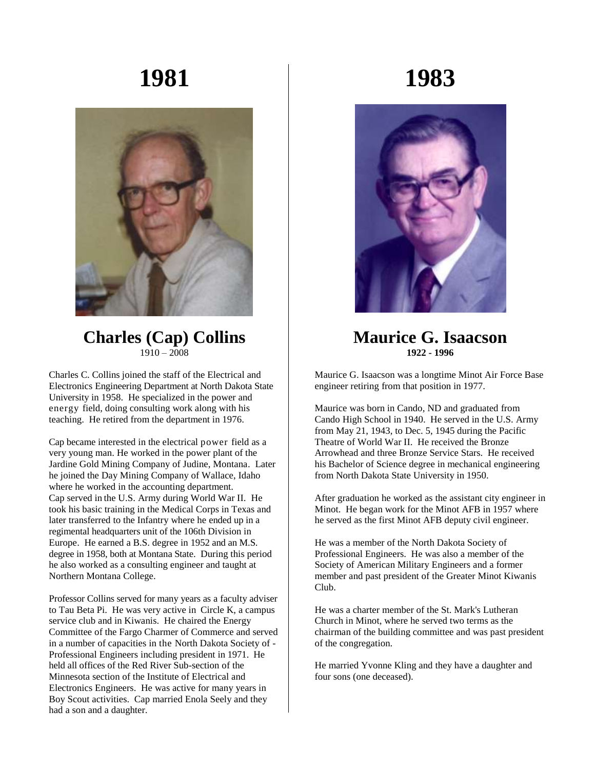# 1981

## Charles (Cap) Collins

1910 – 2008

Charles C. Collins joined the staff of the Electrical and Electronics Engineering Department at North Dakota State University in 1958. He specialized in the power and energy field, doing consulting work along with his teaching. He retired from the department in 1976.

Cap became interested in the electrical power field as a very young man. He worked in the power plant of the Jardine Gold Mining Company of Judine, Montana. Later he joined the Day Mining Company of Wallace, Idaho where he worked in the accounting department. Cap served in the U.S. Army during World War II. He took his basic training in the Medical Corps in Texas and later transferred to the Infantry where he ended up in a regimental headquarters unit of the 106th Division in Europe. He earned a B.S. degree in 1952 and an M.S. degree in 1958, both at Montana State. During this period he also worked as a consulting engineer and taught at Northern Montana College.

Professor Collins served for many years as a faculty adviser to Tau Beta Pi. He was very active in Circle K, a campus service club and in Kiwanis. He chaired the Energy Committee of the Fargo Charmer of Commerce and served in a number of capacities in the North Dakota Society of - Professional Engineers including president in 1971. He held all offices of the Red River Sub-section of the Minnesota section of the Institute of Electrical and Electronics Engineers. He was active for many years in Boy Scout activities. Cap married Enola Seely and they had a son and a daughter.

# 1983

## Maurice G. Isaacson

**1922 - 1996**

Maurice G. Isaacson was a longtime Minot Air Force Base engineer retiring from that position in 1977.

Maurice was born in Cando, ND and graduated from Cando High School in 1940. He served in the U.S. Army from May 21, 1943, to Dec. 5, 1945 during the Pacific Theatre of World War II. He received the Bronze Arrowhead and three Bronze Service Stars. He received his Bachelor of Science degree in mechanical engineering from North Dakota State University in 1950.

After graduation he worked as the assistant city engineer in Minot. He began work for the Minot AFB in 1957 where he served as the first Minot AFB deputy civil engineer.

He was a member of the North Dakota Society of Professional Engineers. He was also a member of the Society of American Military Engineers and a former member and past president of the Greater Minot Kiwanis Club.

He was a charter member of the St. Mark's Lutheran Church in Minot, where he served two terms as the chairman of the building committee and was past president of the congregation.

He married Yvonne Kling and they have a daughter and four sons (one deceased).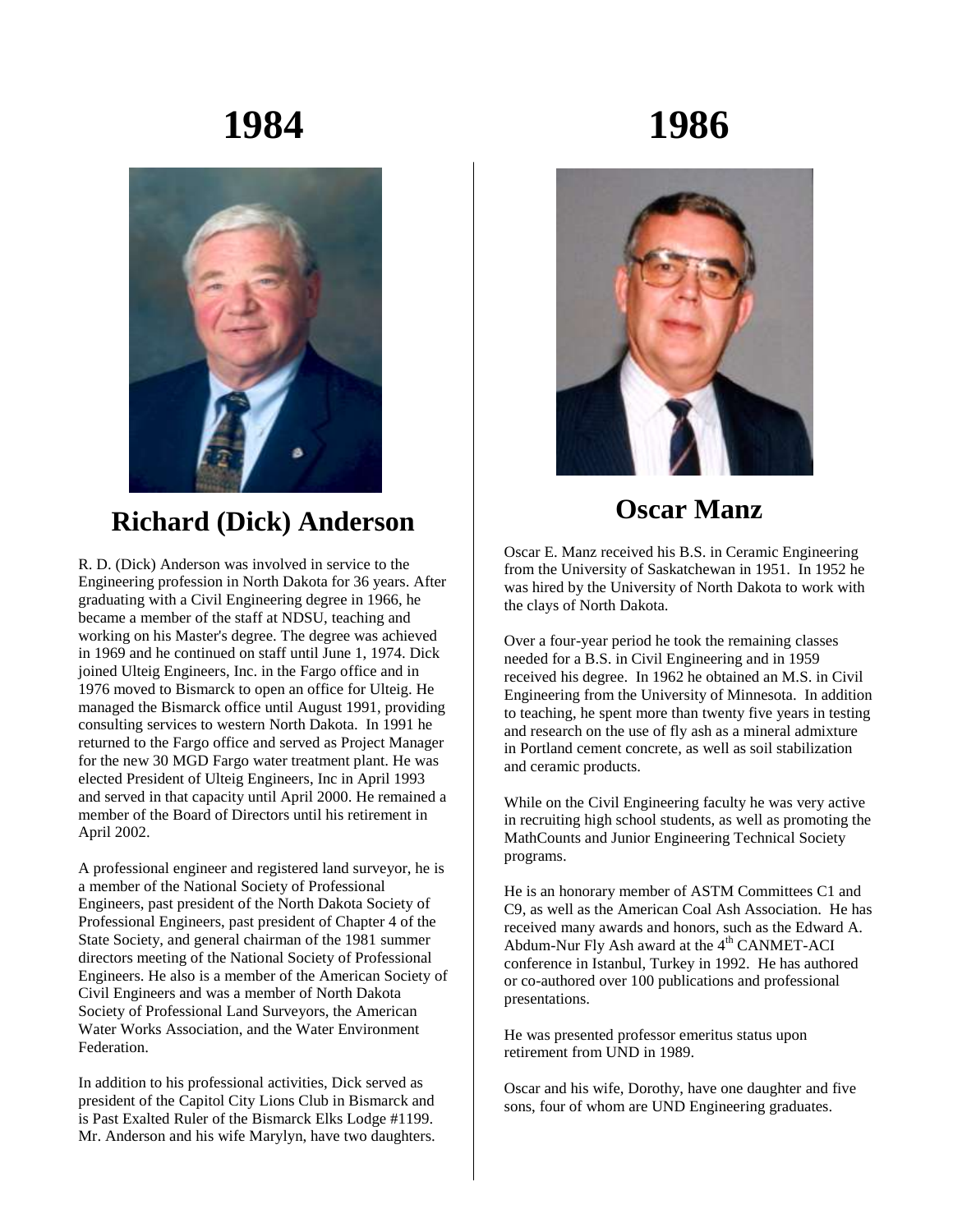# 1984

## Richard (Dick) Anderson

R. D. (Dick) Anderson was involved in service to the Engineering profession in North Dakota for 36 years. After graduating with a Civil Engineering degree in 1966, he became a member of the staff at NDSU, teaching and working on his Master's degree. The degree was achieved in 1969 and he continued on staff until June 1, 1974. Dick joined Ulteig Engineers, Inc. in the Fargo office and in 1976 moved to Bismarck to open an office for Ulteig. He managed the Bismarck office until August 1991, providing consulting services to western North Dakota. In 1991 he returned to the Fargo office and served as Project Manager for the new 30 MGD Fargo water treatment plant. He was elected President of Ulteig Engineers, Inc in April 1993 and served in that capacity until April 2000. He remained a member of the Board of Directors until his retirement in April 2002.

A professional engineer and registered land surveyor, he is a member of the National Society of Professional Engineers, past president of the North Dakota Society of Professional Engineers, past president of Chapter 4 of the State Society, and general chairman of the 1981 summer directors meeting of the National Society of Professional Engineers. He also is a member of the American Society of Civil Engineers and was a member of North Dakota Society of Professional Land Surveyors, the American Water Works Association, and the Water Environment Federation.

In addition to his professional activities, Dick served as president of the Capitol City Lions Club in Bismarck and is Past Exalted Ruler of the Bismarck Elks Lodge #1199. Mr. Anderson and his wife Marylyn, have two daughters.

# 1986

## Oscar Manz

Oscar E. Manz received his B.S. in Ceramic Engineering from the University of Saskatchewan in 1951. In 1952 he was hired by the University of North Dakota to work with the clays of North Dakota.

Over a four-year period he took the remaining classes needed for a B.S. in Civil Engineering and in 1959 received his degree. In 1962 he obtained an M.S. in Civil Engineering from the University of Minnesota. In addition to teaching, he spent more than twenty five years in testing and research on the use of fly ash as a mineral admixture in Portland cement concrete, as well as soil stabilization and ceramic products.

While on the Civil Engineering faculty he was very active in recruiting high school students, as well as promoting the MathCounts and Junior Engineering Technical Society programs.

He is an honorary member of ASTM Committees C1 and C9, as well as the American Coal Ash Association. He has received many awards and honors, such as the Edward A. Abdum-Nur Fly Ash award at the 4th CANMET-ACI conference in Istanbul, Turkey in 1992. He has authored or co-authored over 100 publications and professional presentations.

He was presented professor emeritus status upon retirement from UND in 1989.

Oscar and his wife, Dorothy, have one daughter and five sons, four of whom are UND Engineering graduates.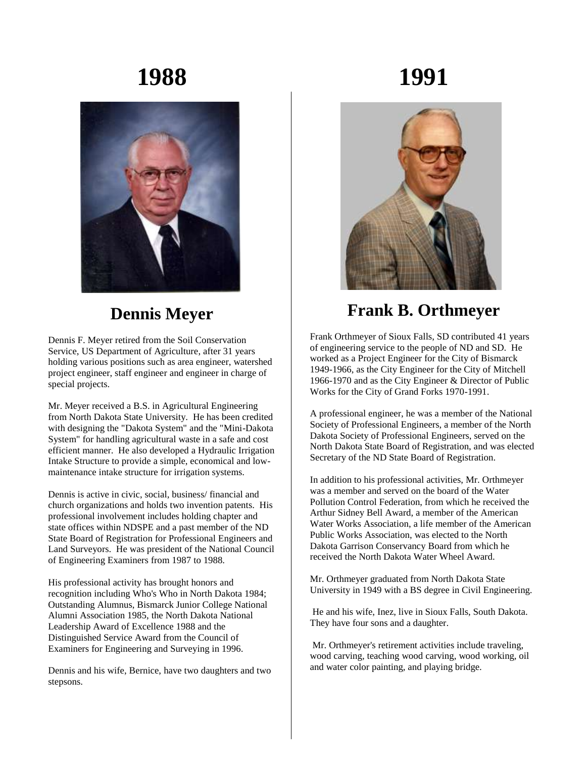# 1988

## Dennis Meyer

Dennis F. Meyer retired from the Soil Conservation Service, US Department of Agriculture, after 31 years holding various positions such as area engineer, watershed project engineer, staff engineer and engineer in charge of special projects.

Mr. Meyer received a B.S. in Agricultural Engineering from North Dakota State University. He has been credited with designing the "Dakota System" and the "Mini-Dakota System" for handling agricultural waste in a safe and cost efficient manner. He also developed a Hydraulic Irrigation Intake Structure to provide a simple, economical and low-maintenance intake structure for irrigation systems.

Dennis is active in civic, social, business/ financial and church organizations and holds two invention patents. His professional involvement includes holding chapter and state offices within NDSPE and a past member of the ND State Board of Registration for Professional Engineers and Land Surveyors. He was president of the National Council of Engineering Examiners from 1987 to 1988.

His professional activity has brought honors and recognition including Who's Who in North Dakota 1984; Outstanding Alumnus, Bismarck Junior College National Alumni Association 1985, the North Dakota National Leadership Award of Excellence 1988 and the Distinguished Service Award from the Council of Examiners for Engineering and Surveying in 1996.

Dennis and his wife, Bernice, have two daughters and two stepsons.

# 1991

## Frank B. Orthmeyer

Frank Orthmeyer of Sioux Falls, SD contributed 41 years of engineering service to the people of ND and SD. He worked as a Project Engineer for the City of Bismarck 1949-1966, as the City Engineer for the City of Mitchell 1966-1970 and as the City Engineer & Director of Public Works for the City of Grand Forks 1970-1991.

A professional engineer, he was a member of the National Society of Professional Engineers, a member of the North Dakota Society of Professional Engineers, served on the North Dakota State Board of Registration, and was elected Secretary of the ND State Board of Registration.

In addition to his professional activities, Mr. Orthmeyer was a member and served on the board of the Water Pollution Control Federation, from which he received the Arthur Sidney Bell Award, a member of the American Water Works Association, a life member of the American Public Works Association, was elected to the North Dakota Garrison Conservancy Board from which he received the North Dakota Water Wheel Award.

Mr. Orthmeyer graduated from North Dakota State University in 1949 with a BS degree in Civil Engineering.

He and his wife, Inez, live in Sioux Falls, South Dakota. They have four sons and a daughter.

Mr. Orthmeyer's retirement activities include traveling, wood carving, teaching wood carving, wood working, oil and water color painting, and playing bridge.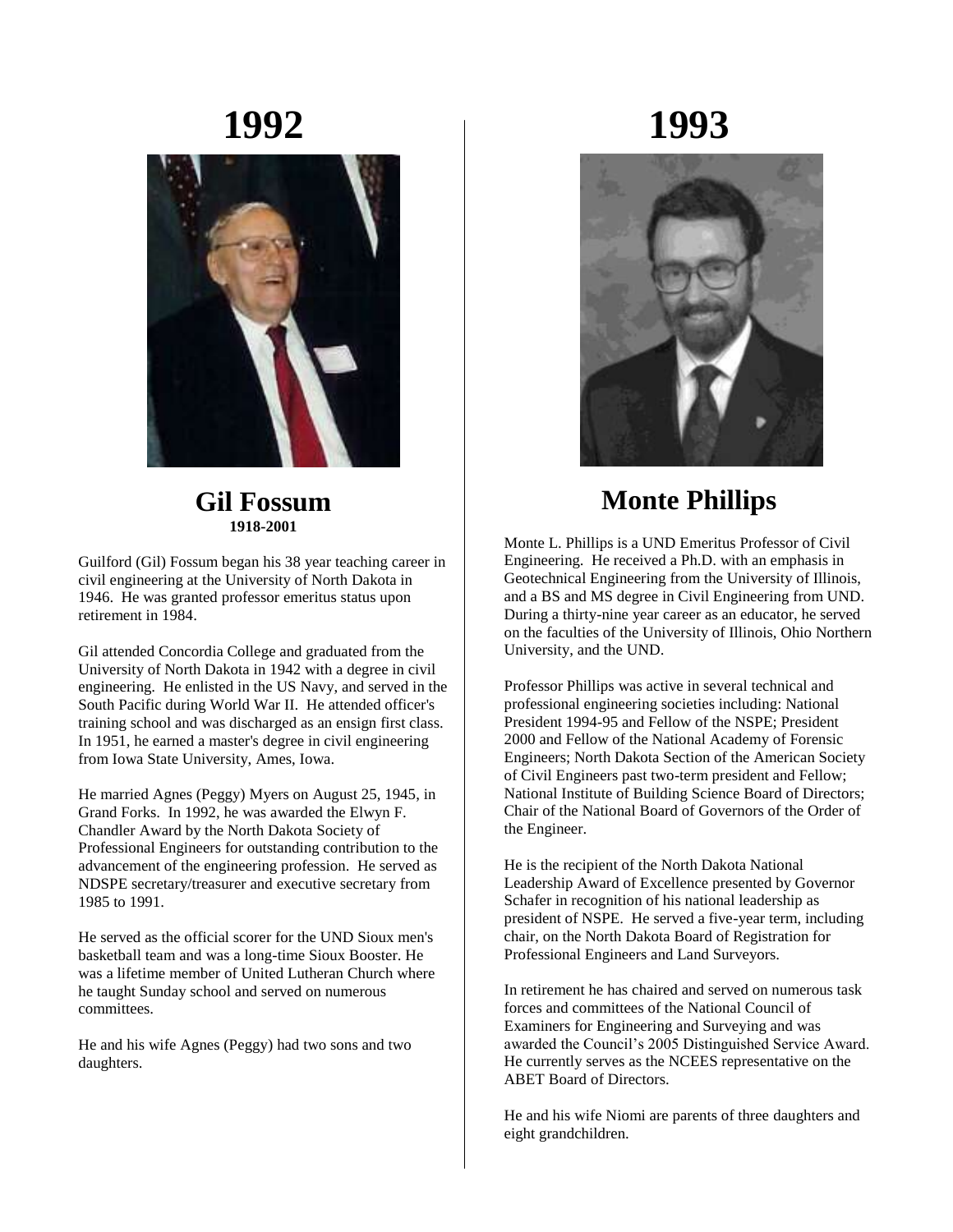# 1992

## Gil Fossum

**1918-2001**

Guilford (Gil) Fossum began his 38 year teaching career in civil engineering at the University of North Dakota in 1946. He was granted professor emeritus status upon retirement in 1984.

Gil attended Concordia College and graduated from the University of North Dakota in 1942 with a degree in civil engineering. He enlisted in the US Navy, and served in the South Pacific during World War II. He attended officer's training school and was discharged as an ensign first class. In 1951, he earned a master's degree in civil engineering from Iowa State University, Ames, Iowa.

He married Agnes (Peggy) Myers on August 25, 1945, in Grand Forks. In 1992, he was awarded the Elwyn F. Chandler Award by the North Dakota Society of Professional Engineers for outstanding contribution to the advancement of the engineering profession. He served as NDSPE secretary/treasurer and executive secretary from 1985 to 1991.

He served as the official scorer for the UND Sioux men's basketball team and was a long-time Sioux Booster. He was a lifetime member of United Lutheran Church where he taught Sunday school and served on numerous committees.

He and his wife Agnes (Peggy) had two sons and two daughters.

# 1993

## Monte Phillips

Monte L. Phillips is a UND Emeritus Professor of Civil Engineering. He received a Ph.D. with an emphasis in Geotechnical Engineering from the University of Illinois, and a BS and MS degree in Civil Engineering from UND. During a thirty-nine year career as an educator, he served on the faculties of the University of Illinois, Ohio Northern University, and the UND.

Professor Phillips was active in several technical and professional engineering societies including: National President 1994-95 and Fellow of the NSPE; President 2000 and Fellow of the National Academy of Forensic Engineers; North Dakota Section of the American Society of Civil Engineers past two-term president and Fellow; National Institute of Building Science Board of Directors; Chair of the National Board of Governors of the Order of the Engineer.

He is the recipient of the North Dakota National Leadership Award of Excellence presented by Governor Schafer in recognition of his national leadership as president of NSPE. He served a five-year term, including chair, on the North Dakota Board of Registration for Professional Engineers and Land Surveyors.

In retirement he has chaired and served on numerous task forces and committees of the National Council of Examiners for Engineering and Surveying and was awarded the Council's 2005 Distinguished Service Award. He currently serves as the NCEES representative on the ABET Board of Directors.

He and his wife Niomi are parents of three daughters and eight grandchildren.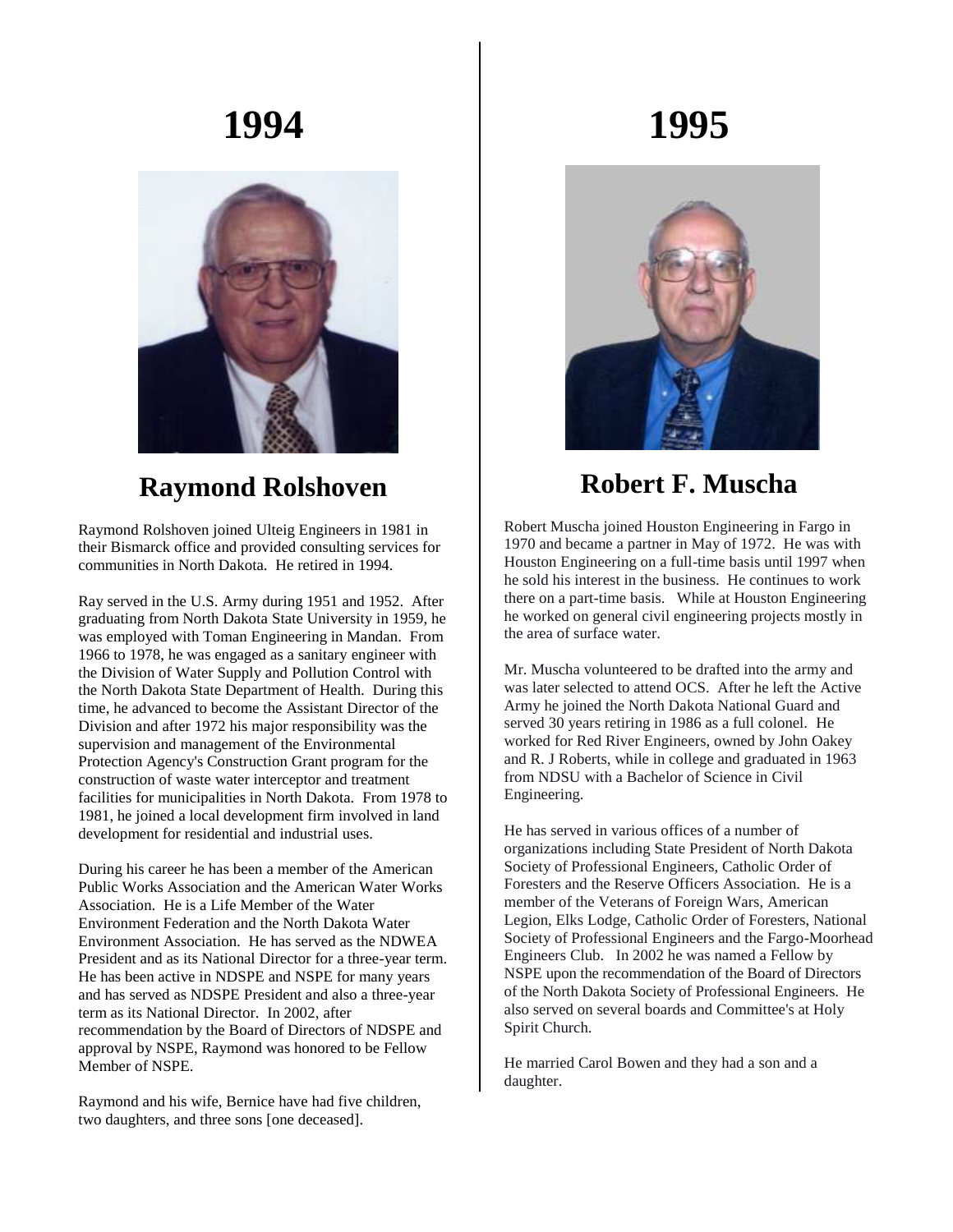# 1994

## Raymond Rolshoven

Raymond Rolshoven joined Ulteig Engineers in 1981 in their Bismarck office and provided consulting services for communities in North Dakota. He retired in 1994.

Ray served in the U.S. Army during 1951 and 1952. After graduating from North Dakota State University in 1959, he was employed with Toman Engineering in Mandan. From 1966 to 1978, he was engaged as a sanitary engineer with the Division of Water Supply and Pollution Control with the North Dakota State Department of Health. During this time, he advanced to become the Assistant Director of the Division and after 1972 his major responsibility was the supervision and management of the Environmental Protection Agency's Construction Grant program for the construction of waste water interceptor and treatment facilities for municipalities in North Dakota. From 1978 to 1981, he joined a local development firm involved in land development for residential and industrial uses.

During his career he has been a member of the American Public Works Association and the American Water Works Association. He is a Life Member of the Water Environment Federation and the North Dakota Water Environment Association. He has served as the NDWEA President and as its National Director for a three-year term. He has been active in NDSPE and NSPE for many years and has served as NDSPE President and also a three-year term as its National Director. In 2002, after recommendation by the Board of Directors of NDSPE and approval by NSPE, Raymond was honored to be Fellow Member of NSPE.

Raymond and his wife, Bernice have had five children, two daughters, and three sons [one deceased].

# 1995

## Robert F. Muscha

Robert Muscha joined Houston Engineering in Fargo in 1970 and became a partner in May of 1972. He was with Houston Engineering on a full-time basis until 1997 when he sold his interest in the business. He continues to work there on a part-time basis. While at Houston Engineering he worked on general civil engineering projects mostly in the area of surface water.

Mr. Muscha volunteered to be drafted into the army and was later selected to attend OCS. After he left the Active Army he joined the North Dakota National Guard and served 30 years retiring in 1986 as a full colonel. He worked for Red River Engineers, owned by John Oakey and R. J Roberts, while in college and graduated in 1963 from NDSU with a Bachelor of Science in Civil Engineering.

He has served in various offices of a number of organizations including State President of North Dakota Society of Professional Engineers, Catholic Order of Foresters and the Reserve Officers Association. He is a member of the Veterans of Foreign Wars, American Legion, Elks Lodge, Catholic Order of Foresters, National Society of Professional Engineers and the Fargo-Moorhead Engineers Club. In 2002 he was named a Fellow by NSPE upon the recommendation of the Board of Directors of the North Dakota Society of Professional Engineers. He also served on several boards and Committee's at Holy Spirit Church.

He married Carol Bowen and they had a son and a daughter.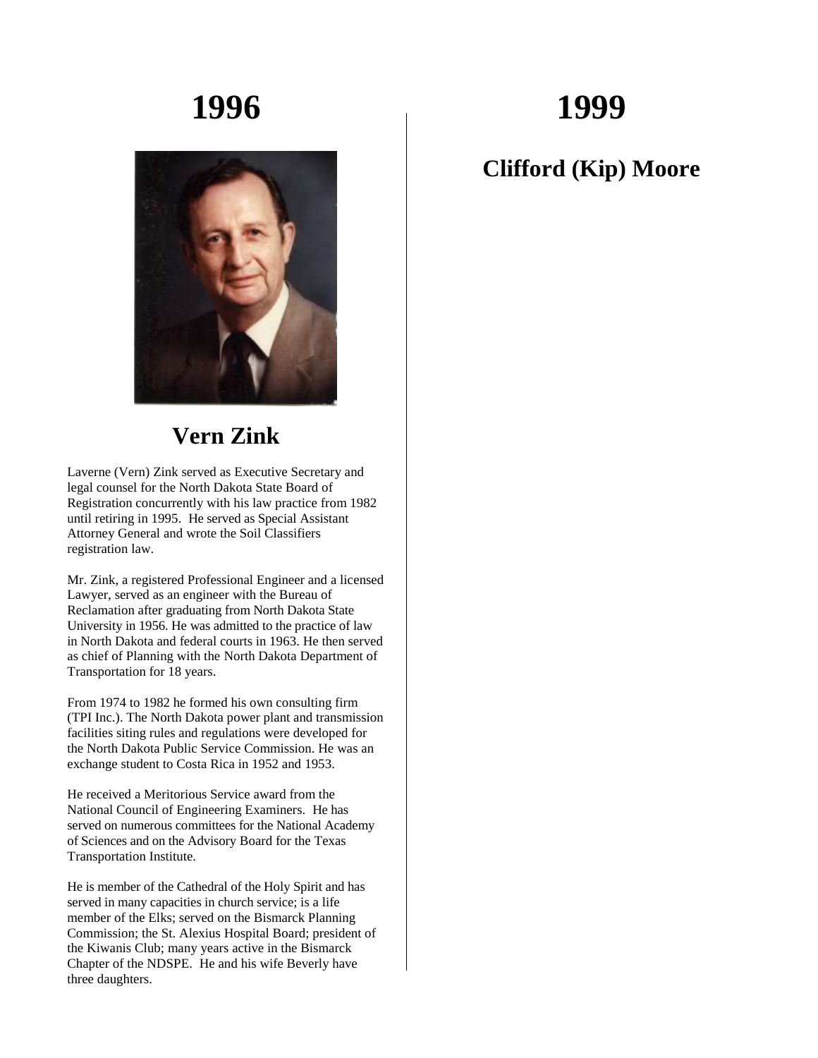# 1996

## Vern Zink

Laverne (Vern) Zink served as Executive Secretary and legal counsel for the North Dakota State Board of Registration concurrently with his law practice from 1982 until retiring in 1995. He served as Special Assistant Attorney General and wrote the Soil Classifiers registration law.

Mr. Zink, a registered Professional Engineer and a licensed Lawyer, served as an engineer with the Bureau of Reclamation after graduating from North Dakota State University in 1956. He was admitted to the practice of law in North Dakota and federal courts in 1963. He then served as chief of Planning with the North Dakota Department of Transportation for 18 years.

From 1974 to 1982 he formed his own consulting firm (TPI Inc.). The North Dakota power plant and transmission facilities siting rules and regulations were developed for the North Dakota Public Service Commission. He was an exchange student to Costa Rica in 1952 and 1953.

He received a Meritorious Service award from the National Council of Engineering Examiners. He has served on numerous committees for the National Academy of Sciences and on the Advisory Board for the Texas Transportation Institute.

He is member of the Cathedral of the Holy Spirit and has served in many capacities in church service; is a life member of the Elks; served on the Bismarck Planning Commission; the St. Alexius Hospital Board; president of the Kiwanis Club; many years active in the Bismarck Chapter of the NDSPE. He and his wife Beverly have three daughters.

# 1999

## Clifford (Kip) Moore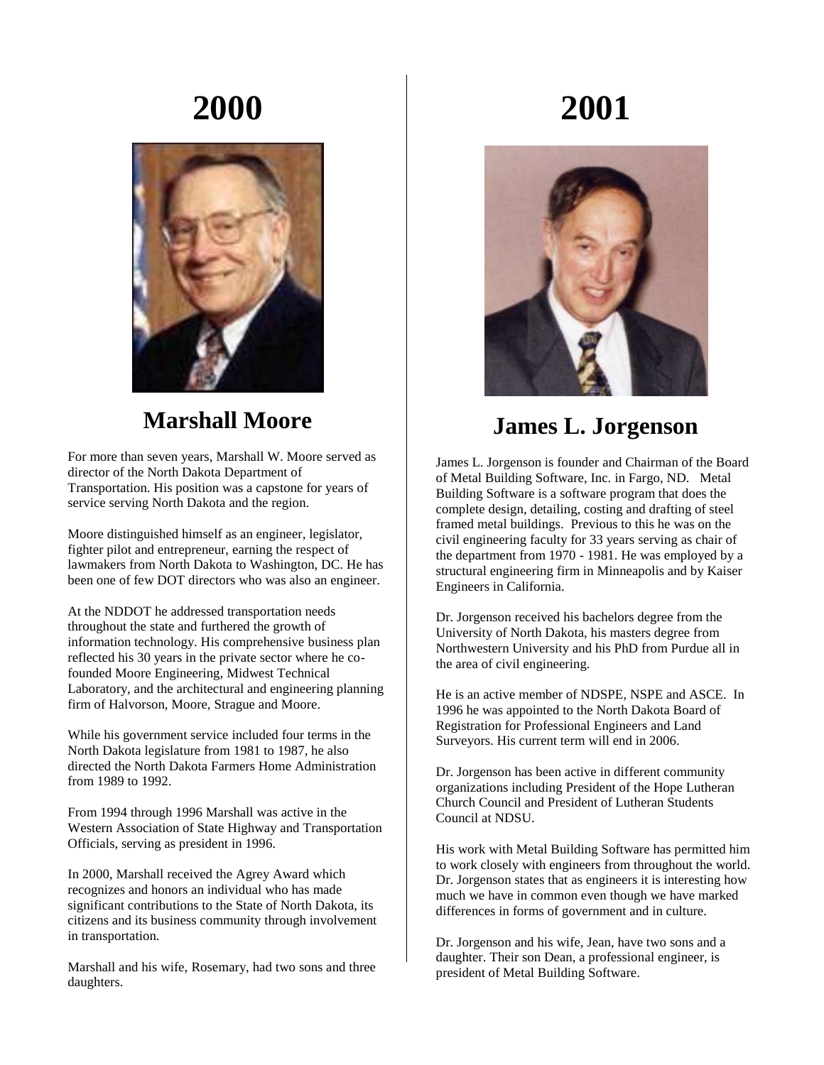# 2000

## Marshall Moore

For more than seven years, Marshall W. Moore served as director of the North Dakota Department of Transportation. His position was a capstone for years of service serving North Dakota and the region.

Moore distinguished himself as an engineer, legislator, fighter pilot and entrepreneur, earning the respect of lawmakers from North Dakota to Washington, DC. He has been one of few DOT directors who was also an engineer.

At the NDDOT he addressed transportation needs throughout the state and furthered the growth of information technology. His comprehensive business plan reflected his 30 years in the private sector where he co-founded Moore Engineering, Midwest Technical Laboratory, and the architectural and engineering planning firm of Halvorson, Moore, Strague and Moore.

While his government service included four terms in the North Dakota legislature from 1981 to 1987, he also directed the North Dakota Farmers Home Administration from 1989 to 1992.

From 1994 through 1996 Marshall was active in the Western Association of State Highway and Transportation Officials, serving as president in 1996.

In 2000, Marshall received the Agrey Award which recognizes and honors an individual who has made significant contributions to the State of North Dakota, its citizens and its business community through involvement in transportation.

Marshall and his wife, Rosemary, had two sons and three daughters.

# 2001

## James L. Jorgenson

James L. Jorgenson is founder and Chairman of the Board of Metal Building Software, Inc. in Fargo, ND. Metal Building Software is a software program that does the complete design, detailing, costing and drafting of steel framed metal buildings. Previous to this he was on the civil engineering faculty for 33 years serving as chair of the department from 1970 - 1981. He was employed by a structural engineering firm in Minneapolis and by Kaiser Engineers in California.

Dr. Jorgenson received his bachelors degree from the University of North Dakota, his masters degree from Northwestern University and his PhD from Purdue all in the area of civil engineering.

He is an active member of NDSPE, NSPE and ASCE. In 1996 he was appointed to the North Dakota Board of Registration for Professional Engineers and Land Surveyors. His current term will end in 2006.

Dr. Jorgenson has been active in different community organizations including President of the Hope Lutheran Church Council and President of Lutheran Students Council at NDSU.

His work with Metal Building Software has permitted him to work closely with engineers from throughout the world. Dr. Jorgenson states that as engineers it is interesting how much we have in common even though we have marked differences in forms of government and in culture.

Dr. Jorgenson and his wife, Jean, have two sons and a daughter. Their son Dean, a professional engineer, is president of Metal Building Software.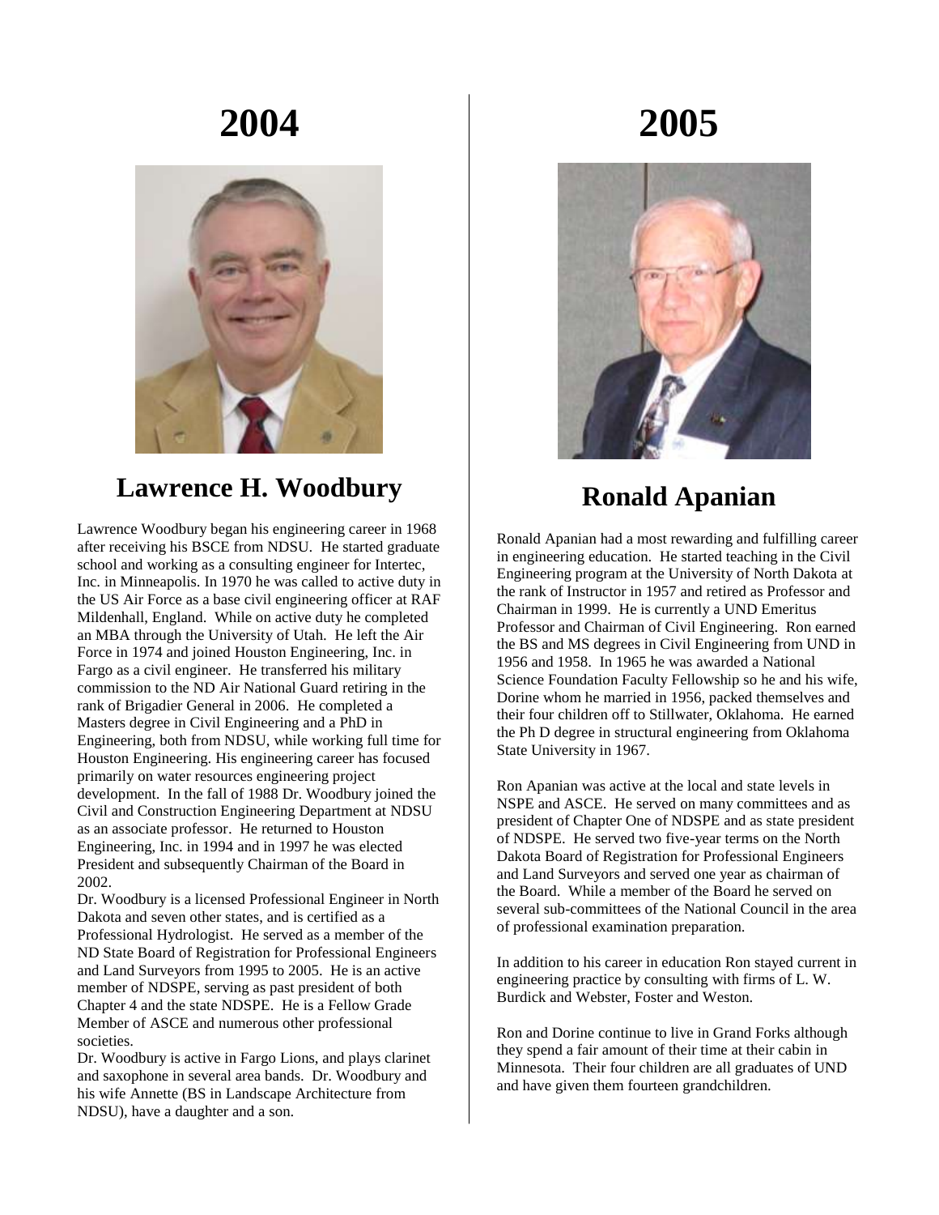# 2004

## Lawrence H. Woodbury

Lawrence Woodbury began his engineering career in 1968 after receiving his BSCE from NDSU. He started graduate school and working as a consulting engineer for Intertec, Inc. in Minneapolis. In 1970 he was called to active duty in the US Air Force as a base civil engineering officer at RAF Mildenhall, England. While on active duty he completed an MBA through the University of Utah. He left the Air Force in 1974 and joined Houston Engineering, Inc. in Fargo as a civil engineer. He transferred his military commission to the ND Air National Guard retiring in the rank of Brigadier General in 2006. He completed a Masters degree in Civil Engineering and a PhD in Engineering, both from NDSU, while working full time for Houston Engineering. His engineering career has focused primarily on water resources engineering project development. In the fall of 1988 Dr. Woodbury joined the Civil and Construction Engineering Department at NDSU as an associate professor. He returned to Houston Engineering, Inc. in 1994 and in 1997 he was elected President and subsequently Chairman of the Board in 2002.

Dr. Woodbury is a licensed Professional Engineer in North Dakota and seven other states, and is certified as a Professional Hydrologist. He served as a member of the ND State Board of Registration for Professional Engineers and Land Surveyors from 1995 to 2005. He is an active member of NDSPE, serving as past president of both Chapter 4 and the state NDSPE. He is a Fellow Grade Member of ASCE and numerous other professional societies.

Dr. Woodbury is active in Fargo Lions, and plays clarinet and saxophone in several area bands. Dr. Woodbury and his wife Annette (BS in Landscape Architecture from NDSU), have a daughter and a son.

# 2005

## Ronald Apanian

Ronald Apanian had a most rewarding and fulfilling career in engineering education. He started teaching in the Civil Engineering program at the University of North Dakota at the rank of Instructor in 1957 and retired as Professor and Chairman in 1999. He is currently a UND Emeritus Professor and Chairman of Civil Engineering. Ron earned the BS and MS degrees in Civil Engineering from UND in 1956 and 1958. In 1965 he was awarded a National Science Foundation Faculty Fellowship so he and his wife, Dorine whom he married in 1956, packed themselves and their four children off to Stillwater, Oklahoma. He earned the Ph D degree in structural engineering from Oklahoma State University in 1967.

Ron Apanian was active at the local and state levels in NSPE and ASCE. He served on many committees and as president of Chapter One of NDSPE and as state president of NDSPE. He served two five-year terms on the North Dakota Board of Registration for Professional Engineers and Land Surveyors and served one year as chairman of the Board. While a member of the Board he served on several sub-committees of the National Council in the area of professional examination preparation.

In addition to his career in education Ron stayed current in engineering practice by consulting with firms of L. W. Burdick and Webster, Foster and Weston.

Ron and Dorine continue to live in Grand Forks although they spend a fair amount of their time at their cabin in Minnesota. Their four children are all graduates of UND and have given them fourteen grandchildren.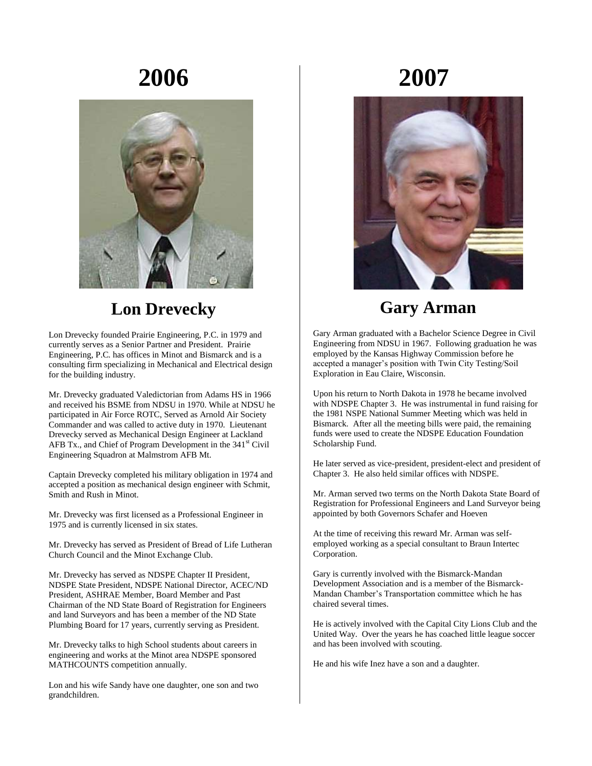# 2006

## Lon Drevecky

Lon Drevecky founded Prairie Engineering, P.C. in 1979 and currently serves as a Senior Partner and President. Prairie Engineering, P.C. has offices in Minot and Bismarck and is a consulting firm specializing in Mechanical and Electrical design for the building industry.

Mr. Drevecky graduated Valedictorian from Adams HS in 1966 and received his BSME from NDSU in 1970. While at NDSU he participated in Air Force ROTC, Served as Arnold Air Society Commander and was called to active duty in 1970. Lieutenant Drevecky served as Mechanical Design Engineer at Lackland AFB Tx., and Chief of Program Development in the 341st Civil Engineering Squadron at Malmstrom AFB Mt.

Captain Drevecky completed his military obligation in 1974 and accepted a position as mechanical design engineer with Schmit, Smith and Rush in Minot.

Mr. Drevecky was first licensed as a Professional Engineer in 1975 and is currently licensed in six states.

Mr. Drevecky has served as President of Bread of Life Lutheran Church Council and the Minot Exchange Club.

Mr. Drevecky has served as NDSPE Chapter II President, NDSPE State President, NDSPE National Director, ACEC/ND President, ASHRAE Member, Board Member and Past Chairman of the ND State Board of Registration for Engineers and land Surveyors and has been a member of the ND State Plumbing Board for 17 years, currently serving as President.

Mr. Drevecky talks to high School students about careers in engineering and works at the Minot area NDSPE sponsored MATHCOUNTS competition annually.

Lon and his wife Sandy have one daughter, one son and two grandchildren.

# 2007

## Gary Arman

Gary Arman graduated with a Bachelor Science Degree in Civil Engineering from NDSU in 1967. Following graduation he was employed by the Kansas Highway Commission before he accepted a manager's position with Twin City Testing/Soil Exploration in Eau Claire, Wisconsin.

Upon his return to North Dakota in 1978 he became involved with NDSPE Chapter 3. He was instrumental in fund raising for the 1981 NSPE National Summer Meeting which was held in Bismarck. After all the meeting bills were paid, the remaining funds were used to create the NDSPE Education Foundation Scholarship Fund.

He later served as vice-president, president-elect and president of Chapter 3. He also held similar offices with NDSPE.

Mr. Arman served two terms on the North Dakota State Board of Registration for Professional Engineers and Land Surveyor being appointed by both Governors Schafer and Hoeven

At the time of receiving this reward Mr. Arman was self-employed working as a special consultant to Braun Intertec Corporation.

Gary is currently involved with the Bismarck-Mandan Development Association and is a member of the Bismarck-Mandan Chamber's Transportation committee which he has chaired several times.

He is actively involved with the Capital City Lions Club and the United Way. Over the years he has coached little league soccer and has been involved with scouting.

He and his wife Inez have a son and a daughter.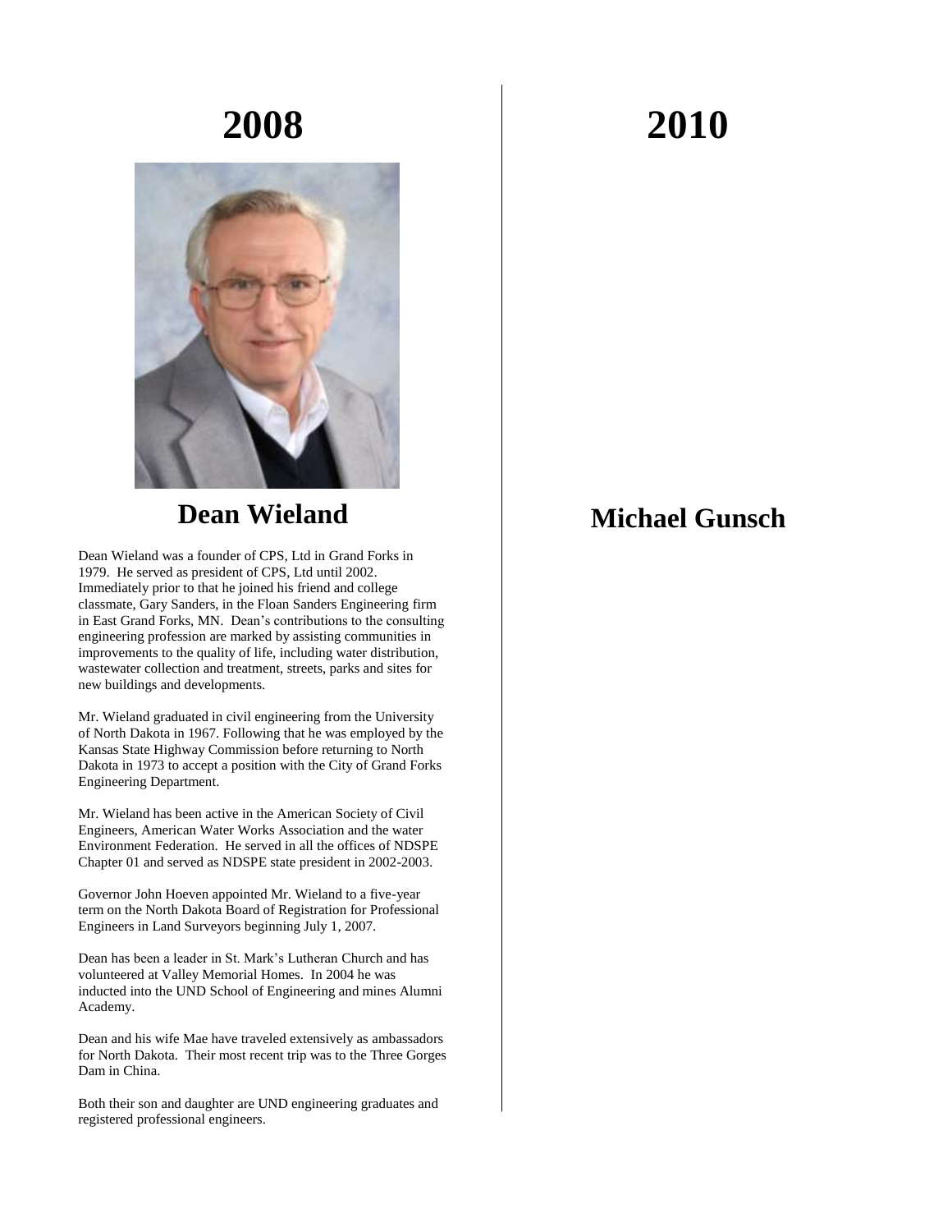# 2008

## Dean Wieland

Dean Wieland was a founder of CPS, Ltd in Grand Forks in 1979. He served as president of CPS, Ltd until 2002. Immediately prior to that he joined his friend and college classmate, Gary Sanders, in the Floan Sanders Engineering firm in East Grand Forks, MN. Dean's contributions to the consulting engineering profession are marked by assisting communities in improvements to the quality of life, including water distribution, wastewater collection and treatment, streets, parks and sites for new buildings and developments.

Mr. Wieland graduated in civil engineering from the University of North Dakota in 1967. Following that he was employed by the Kansas State Highway Commission before returning to North Dakota in 1973 to accept a position with the City of Grand Forks Engineering Department.

Mr. Wieland has been active in the American Society of Civil Engineers, American Water Works Association and the water Environment Federation. He served in all the offices of NDSPE Chapter 01 and served as NDSPE state president in 2002-2003.

Governor John Hoeven appointed Mr. Wieland to a five-year term on the North Dakota Board of Registration for Professional Engineers in Land Surveyors beginning July 1, 2007.

Dean has been a leader in St. Mark's Lutheran Church and has volunteered at Valley Memorial Homes. In 2004 he was inducted into the UND School of Engineering and mines Alumni Academy.

Dean and his wife Mae have traveled extensively as ambassadors for North Dakota. Their most recent trip was to the Three Gorges Dam in China.

Both their son and daughter are UND engineering graduates and registered professional engineers.

# 2010

## Michael Gunsch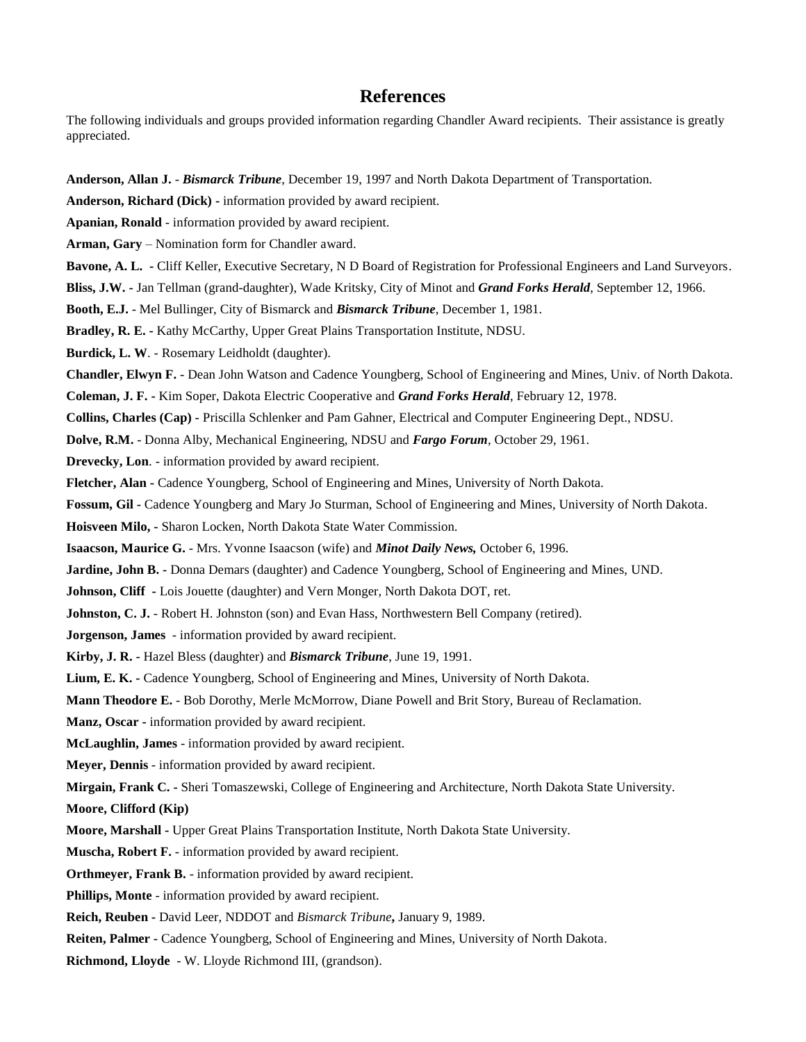## References

The following individuals and groups provided information regarding Chandler Award recipients. Their assistance is greatly appreciated.

**Anderson, Allan J.** - ***Bismarck Tribune***, December 19, 1997 and North Dakota Department of Transportation.

**Anderson, Richard (Dick)** - information provided by award recipient.

**Apanian, Ronald** - information provided by award recipient.

**Arman, Gary** – Nomination form for Chandler award.

**Bavone, A. L. -** Cliff Keller, Executive Secretary, N D Board of Registration for Professional Engineers and Land Surveyors.

**Bliss, J.W. -** Jan Tellman (grand-daughter), Wade Kritsky, City of Minot and ***Grand Forks Herald***, September 12, 1966.

**Booth, E.J.** - Mel Bullinger, City of Bismarck and ***Bismarck Tribune***, December 1, 1981.

**Bradley, R. E. -** Kathy McCarthy, Upper Great Plains Transportation Institute, NDSU.

**Burdick, L. W**. - Rosemary Leidholdt (daughter).

**Chandler, Elwyn F. -** Dean John Watson and Cadence Youngberg, School of Engineering and Mines, Univ. of North Dakota.

**Coleman, J. F. -** Kim Soper, Dakota Electric Cooperative and ***Grand Forks Herald***, February 12, 1978.

**Collins, Charles (Cap) -** Priscilla Schlenker and Pam Gahner, Electrical and Computer Engineering Dept., NDSU.

**Dolve, R.M.** - Donna Alby, Mechanical Engineering, NDSU and ***Fargo Forum***, October 29, 1961.

**Drevecky, Lon**. - information provided by award recipient.

**Fletcher, Alan -** Cadence Youngberg, School of Engineering and Mines, University of North Dakota.

**Fossum, Gil -** Cadence Youngberg and Mary Jo Sturman, School of Engineering and Mines, University of North Dakota.

**Hoisveen Milo, -** Sharon Locken, North Dakota State Water Commission.

**Isaacson, Maurice G.** - Mrs. Yvonne Isaacson (wife) and ***Minot Daily News,*** October 6, 1996.

**Jardine, John B. -** Donna Demars (daughter) and Cadence Youngberg, School of Engineering and Mines, UND.

**Johnson, Cliff -** Lois Jouette (daughter) and Vern Monger, North Dakota DOT, ret.

**Johnston, C. J.** - Robert H. Johnston (son) and Evan Hass, Northwestern Bell Company (retired).

**Jorgenson, James** - information provided by award recipient.

**Kirby, J. R. -** Hazel Bless (daughter) and ***Bismarck Tribune***, June 19, 1991.

**Lium, E. K. -** Cadence Youngberg, School of Engineering and Mines, University of North Dakota.

**Mann Theodore E.** - Bob Dorothy, Merle McMorrow, Diane Powell and Brit Story, Bureau of Reclamation.

**Manz, Oscar -** information provided by award recipient.

**McLaughlin, James** - information provided by award recipient.

**Meyer, Dennis** - information provided by award recipient.

**Mirgain, Frank C. -** Sheri Tomaszewski, College of Engineering and Architecture, North Dakota State University.

**Moore, Clifford (Kip)**

**Moore, Marshall -** Upper Great Plains Transportation Institute, North Dakota State University.

**Muscha, Robert F.** - information provided by award recipient.

**Orthmeyer, Frank B.** - information provided by award recipient.

**Phillips, Monte** - information provided by award recipient.

**Reich, Reuben -** David Leer, NDDOT and *Bismarck Tribune***,** January 9, 1989.

**Reiten, Palmer -** Cadence Youngberg, School of Engineering and Mines, University of North Dakota.

**Richmond, Lloyde** - W. Lloyde Richmond III, (grandson).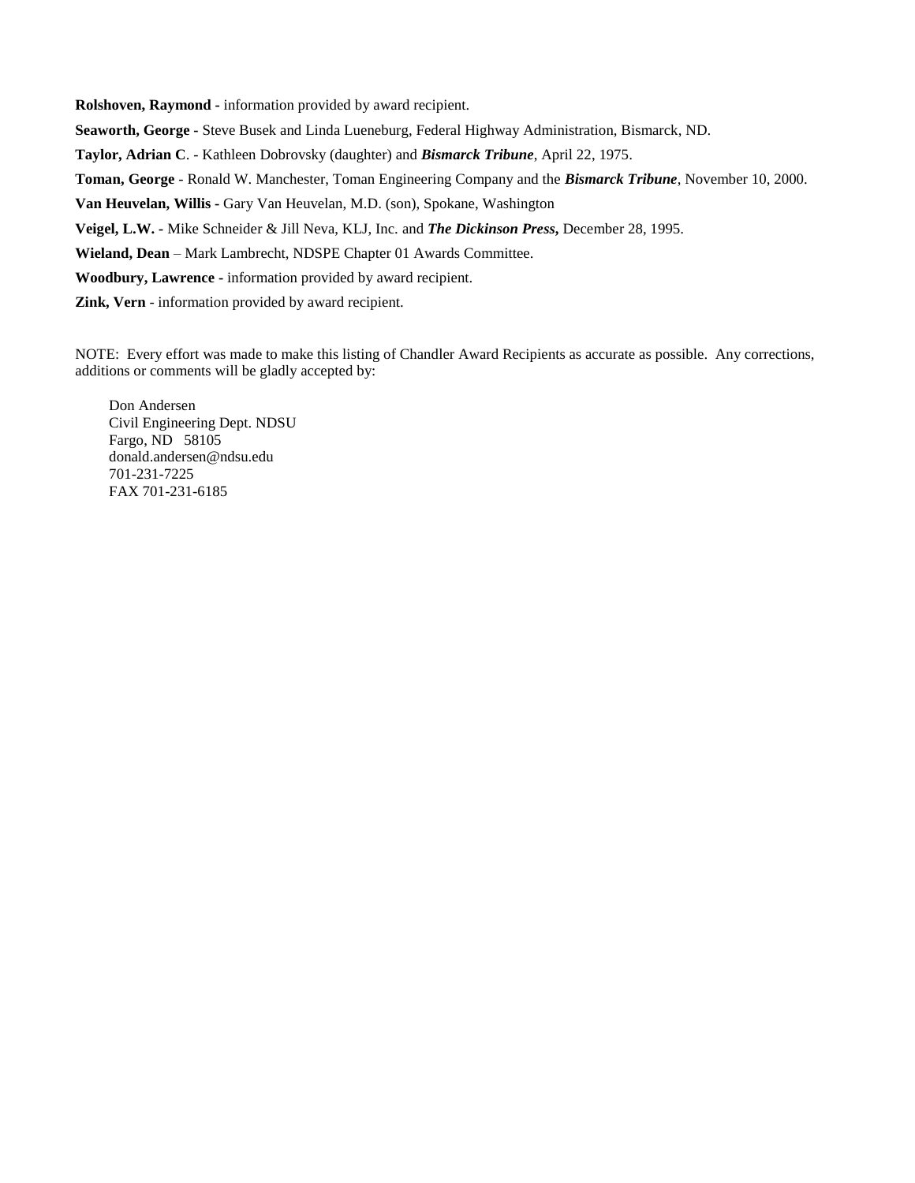**Rolshoven, Raymond** - information provided by award recipient.

**Seaworth, George** - Steve Busek and Linda Lueneburg, Federal Highway Administration, Bismarck, ND.

**Taylor, Adrian C**. - Kathleen Dobrovsky (daughter) and ***Bismarck Tribune***, April 22, 1975.

**Toman, George** - Ronald W. Manchester, Toman Engineering Company and the ***Bismarck Tribune***, November 10, 2000.

**Van Heuvelan, Willis** - Gary Van Heuvelan, M.D. (son), Spokane, Washington

**Veigel, L.W. -** Mike Schneider & Jill Neva, KLJ, Inc. and ***The Dickinson Press*****,** December 28, 1995.

**Wieland, Dean** – Mark Lambrecht, NDSPE Chapter 01 Awards Committee.

**Woodbury, Lawrence** - information provided by award recipient.

**Zink, Vern** - information provided by award recipient.

NOTE: Every effort was made to make this listing of Chandler Award Recipients as accurate as possible. Any corrections, additions or comments will be gladly accepted by:

Don Andersen
Civil Engineering Dept. NDSU
Fargo, ND 58105
donald.andersen@ndsu.edu
701-231-7225
FAX 701-231-6185